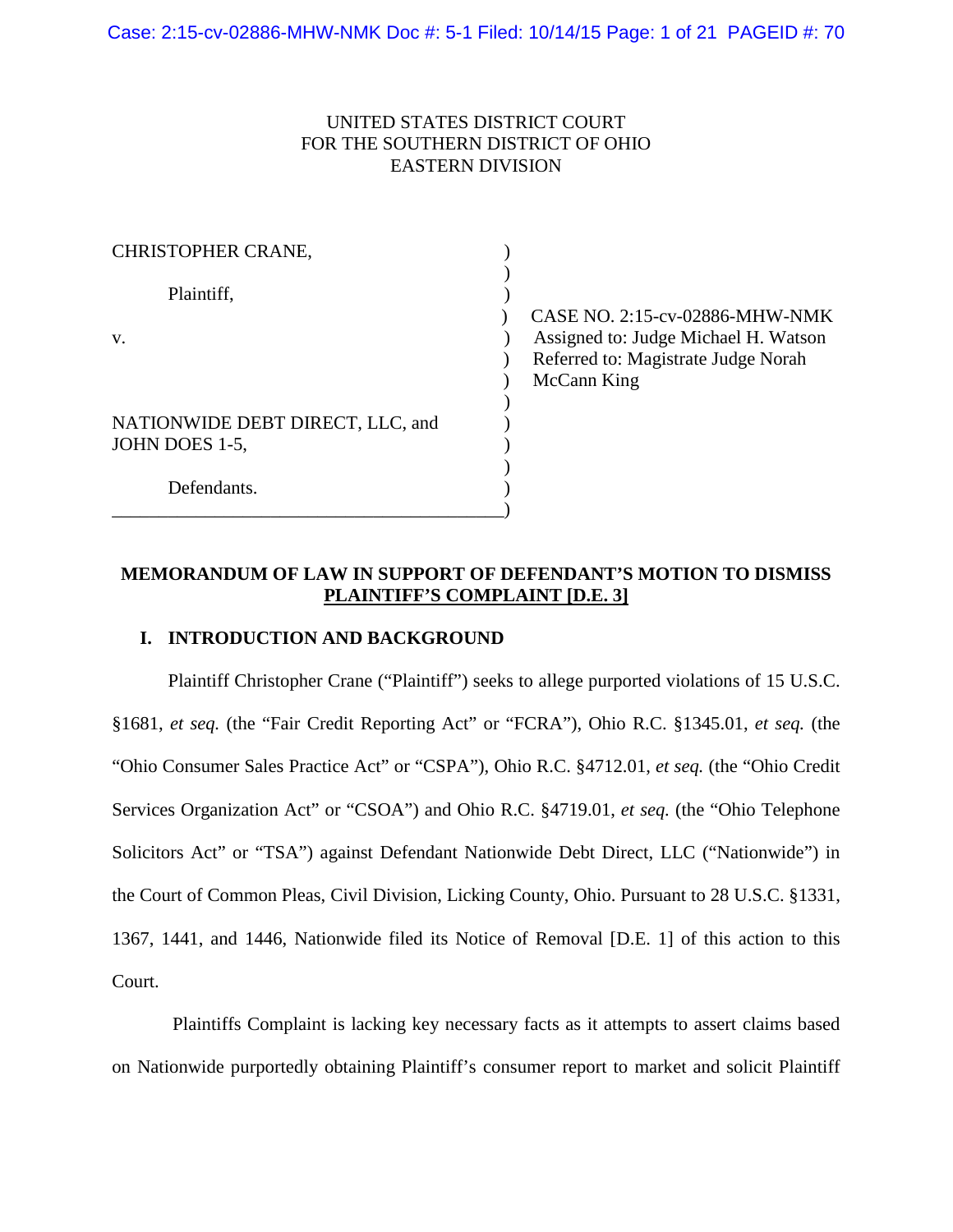UNITED STATES DISTRICT COURT
FOR THE SOUTHERN DISTRICT OF OHIO
EASTERN DIVISION

| | | |
|---|---|---|
| CHRISTOPHER CRANE,<br><br>Plaintiff,<br><br>v.<br><br>NATIONWIDE DEBT DIRECT, LLC, and JOHN DOES 1-5,<br><br>Defendants. | ) | CASE NO. 2:15-cv-02886-MHW-NMK<br>Assigned to: Judge Michael H. Watson<br>Referred to: Magistrate Judge Norah McCann King |

**MEMORANDUM OF LAW IN SUPPORT OF DEFENDANT'S MOTION TO DISMISS PLAINTIFF'S COMPLAINT [D.E. 3]**

## I. INTRODUCTION AND BACKGROUND

Plaintiff Christopher Crane ("Plaintiff") seeks to allege purported violations of 15 U.S.C. §1681, *et seq.* (the "Fair Credit Reporting Act" or "FCRA"), Ohio R.C. §1345.01, *et seq.* (the "Ohio Consumer Sales Practice Act" or "CSPA"), Ohio R.C. §4712.01, *et seq.* (the "Ohio Credit Services Organization Act" or "CSOA") and Ohio R.C. §4719.01, *et seq.* (the "Ohio Telephone Solicitors Act" or "TSA") against Defendant Nationwide Debt Direct, LLC ("Nationwide") in the Court of Common Pleas, Civil Division, Licking County, Ohio. Pursuant to 28 U.S.C. §1331, 1367, 1441, and 1446, Nationwide filed its Notice of Removal [D.E. 1] of this action to this Court.

Plaintiffs Complaint is lacking key necessary facts as it attempts to assert claims based on Nationwide purportedly obtaining Plaintiff's consumer report to market and solicit Plaintiff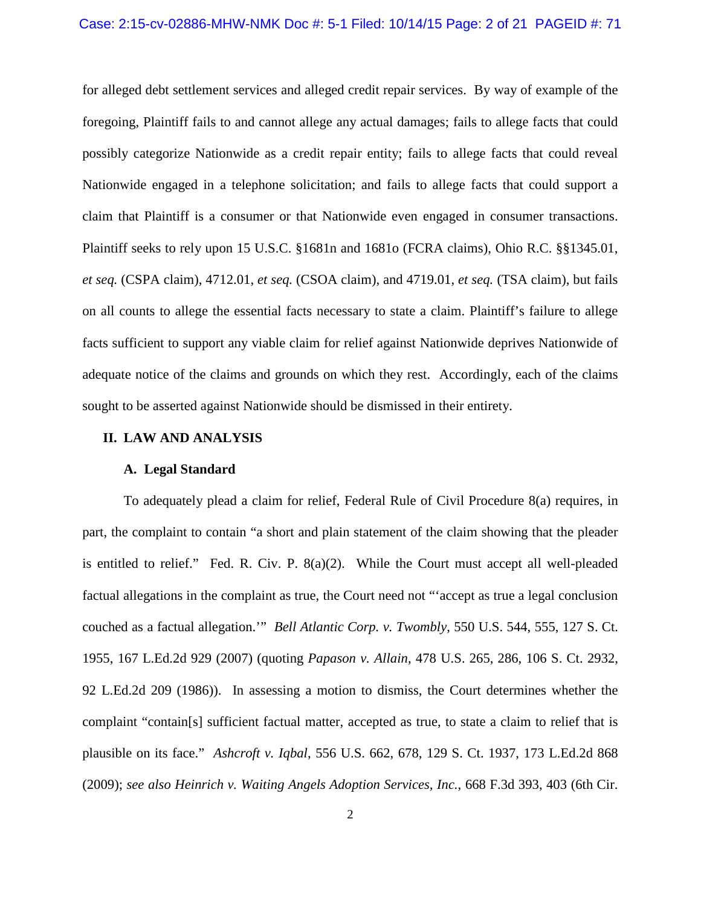for alleged debt settlement services and alleged credit repair services. By way of example of the foregoing, Plaintiff fails to and cannot allege any actual damages; fails to allege facts that could possibly categorize Nationwide as a credit repair entity; fails to allege facts that could reveal Nationwide engaged in a telephone solicitation; and fails to allege facts that could support a claim that Plaintiff is a consumer or that Nationwide even engaged in consumer transactions. Plaintiff seeks to rely upon 15 U.S.C. §1681n and 1681o (FCRA claims), Ohio R.C. §§1345.01, *et seq.* (CSPA claim), 4712.01, *et seq.* (CSOA claim), and 4719.01, *et seq.* (TSA claim), but fails on all counts to allege the essential facts necessary to state a claim. Plaintiff's failure to allege facts sufficient to support any viable claim for relief against Nationwide deprives Nationwide of adequate notice of the claims and grounds on which they rest. Accordingly, each of the claims sought to be asserted against Nationwide should be dismissed in their entirety.

## II. LAW AND ANALYSIS

### A. Legal Standard

To adequately plead a claim for relief, Federal Rule of Civil Procedure 8(a) requires, in part, the complaint to contain "a short and plain statement of the claim showing that the pleader is entitled to relief." Fed. R. Civ. P. 8(a)(2). While the Court must accept all well-pleaded factual allegations in the complaint as true, the Court need not "'accept as true a legal conclusion couched as a factual allegation.'" *Bell Atlantic Corp. v. Twombly*, 550 U.S. 544, 555, 127 S. Ct. 1955, 167 L.Ed.2d 929 (2007) (quoting *Papason v. Allain*, 478 U.S. 265, 286, 106 S. Ct. 2932, 92 L.Ed.2d 209 (1986)). In assessing a motion to dismiss, the Court determines whether the complaint "contain[s] sufficient factual matter, accepted as true, to state a claim to relief that is plausible on its face." *Ashcroft v. Iqbal*, 556 U.S. 662, 678, 129 S. Ct. 1937, 173 L.Ed.2d 868 (2009); *see also Heinrich v. Waiting Angels Adoption Services, Inc.*, 668 F.3d 393, 403 (6th Cir.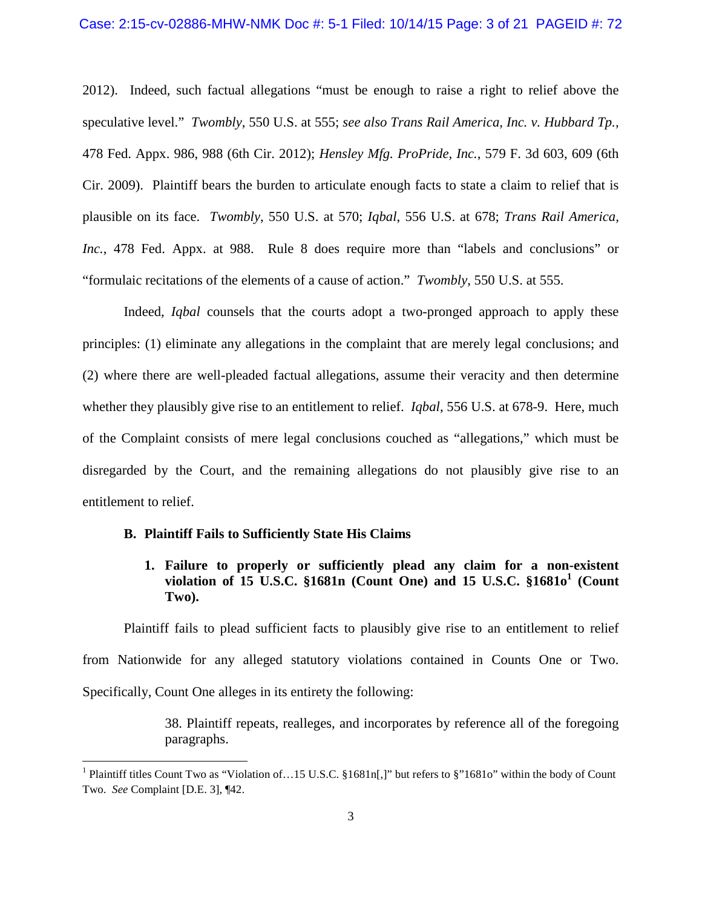2012). Indeed, such factual allegations "must be enough to raise a right to relief above the speculative level." *Twombly*, 550 U.S. at 555; *see also Trans Rail America, Inc. v. Hubbard Tp.*, 478 Fed. Appx. 986, 988 (6th Cir. 2012); *Hensley Mfg. ProPride, Inc.*, 579 F. 3d 603, 609 (6th Cir. 2009). Plaintiff bears the burden to articulate enough facts to state a claim to relief that is plausible on its face. *Twombly*, 550 U.S. at 570; *Iqbal*, 556 U.S. at 678; *Trans Rail America, Inc.*, 478 Fed. Appx. at 988. Rule 8 does require more than "labels and conclusions" or "formulaic recitations of the elements of a cause of action." *Twombly*, 550 U.S. at 555.

Indeed, *Iqbal* counsels that the courts adopt a two-pronged approach to apply these principles: (1) eliminate any allegations in the complaint that are merely legal conclusions; and (2) where there are well-pleaded factual allegations, assume their veracity and then determine whether they plausibly give rise to an entitlement to relief. *Iqbal*, 556 U.S. at 678-9. Here, much of the Complaint consists of mere legal conclusions couched as "allegations," which must be disregarded by the Court, and the remaining allegations do not plausibly give rise to an entitlement to relief.

### B. Plaintiff Fails to Sufficiently State His Claims

#### 1. Failure to properly or sufficiently plead any claim for a non-existent violation of 15 U.S.C. §1681n (Count One) and 15 U.S.C. §1681o[1] (Count Two).

Plaintiff fails to plead sufficient facts to plausibly give rise to an entitlement to relief from Nationwide for any alleged statutory violations contained in Counts One or Two. Specifically, Count One alleges in its entirety the following:

> 38. Plaintiff repeats, realleges, and incorporates by reference all of the foregoing paragraphs.

---

[1] Plaintiff titles Count Two as "Violation of…15 U.S.C. §1681n[,]" but refers to §"1681o" within the body of Count Two. *See* Complaint [D.E. 3], ¶42.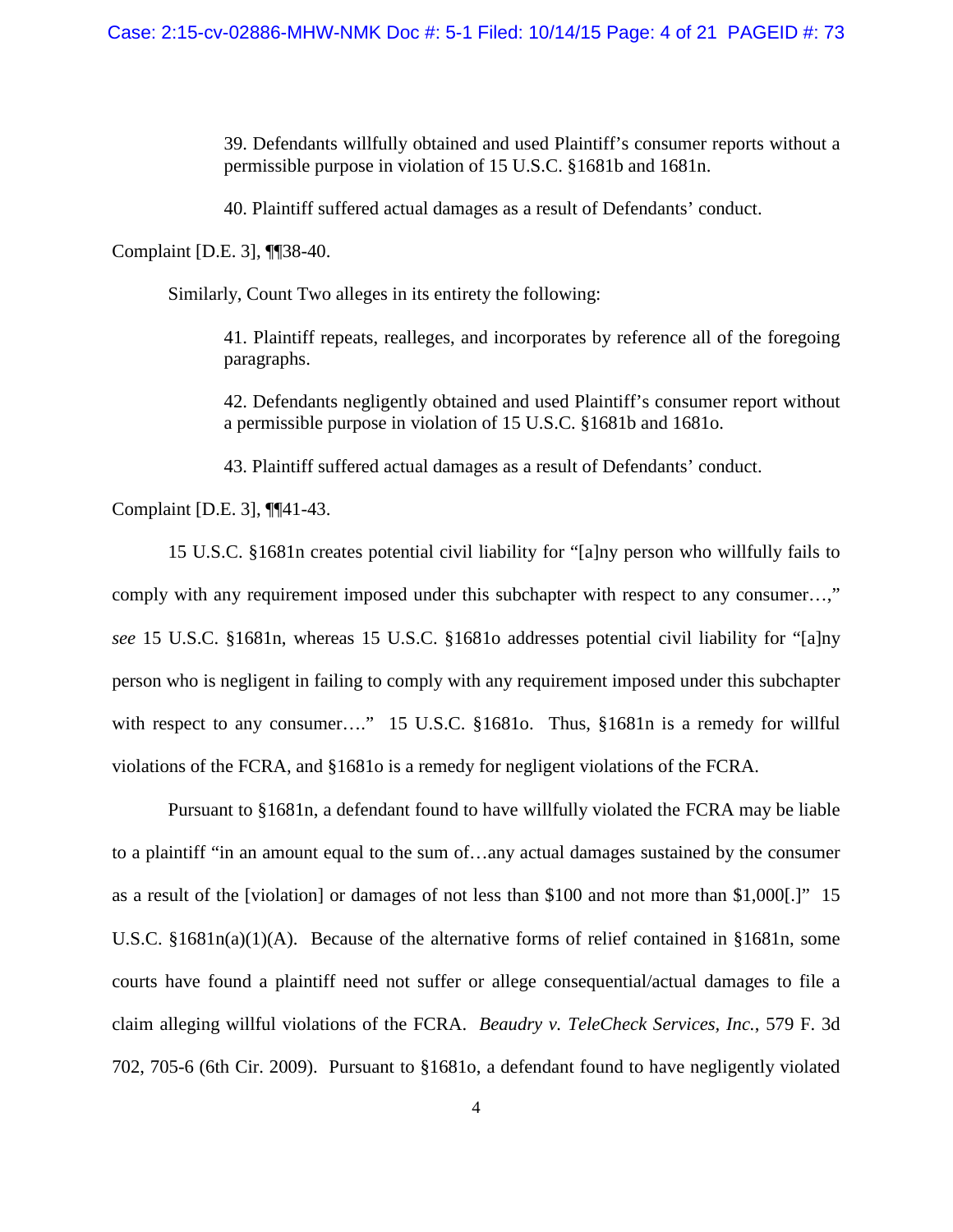> 39. Defendants willfully obtained and used Plaintiff's consumer reports without a permissible purpose in violation of 15 U.S.C. §1681b and 1681n.
>
> 40. Plaintiff suffered actual damages as a result of Defendants' conduct.

Complaint [D.E. 3], ¶¶38-40.

Similarly, Count Two alleges in its entirety the following:

> 41. Plaintiff repeats, realleges, and incorporates by reference all of the foregoing paragraphs.
>
> 42. Defendants negligently obtained and used Plaintiff's consumer report without a permissible purpose in violation of 15 U.S.C. §1681b and 1681o.
>
> 43. Plaintiff suffered actual damages as a result of Defendants' conduct.

Complaint [D.E. 3], ¶¶41-43.

15 U.S.C. §1681n creates potential civil liability for "[a]ny person who willfully fails to comply with any requirement imposed under this subchapter with respect to any consumer…," *see* 15 U.S.C. §1681n, whereas 15 U.S.C. §1681o addresses potential civil liability for "[a]ny person who is negligent in failing to comply with any requirement imposed under this subchapter with respect to any consumer…." 15 U.S.C. §1681o. Thus, §1681n is a remedy for willful violations of the FCRA, and §1681o is a remedy for negligent violations of the FCRA.

Pursuant to §1681n, a defendant found to have willfully violated the FCRA may be liable to a plaintiff "in an amount equal to the sum of…any actual damages sustained by the consumer as a result of the [violation] or damages of not less than $100 and not more than $1,000[.]" 15 U.S.C. §1681n(a)(1)(A). Because of the alternative forms of relief contained in §1681n, some courts have found a plaintiff need not suffer or allege consequential/actual damages to file a claim alleging willful violations of the FCRA. *Beaudry v. TeleCheck Services, Inc.*, 579 F. 3d 702, 705-6 (6th Cir. 2009). Pursuant to §1681o, a defendant found to have negligently violated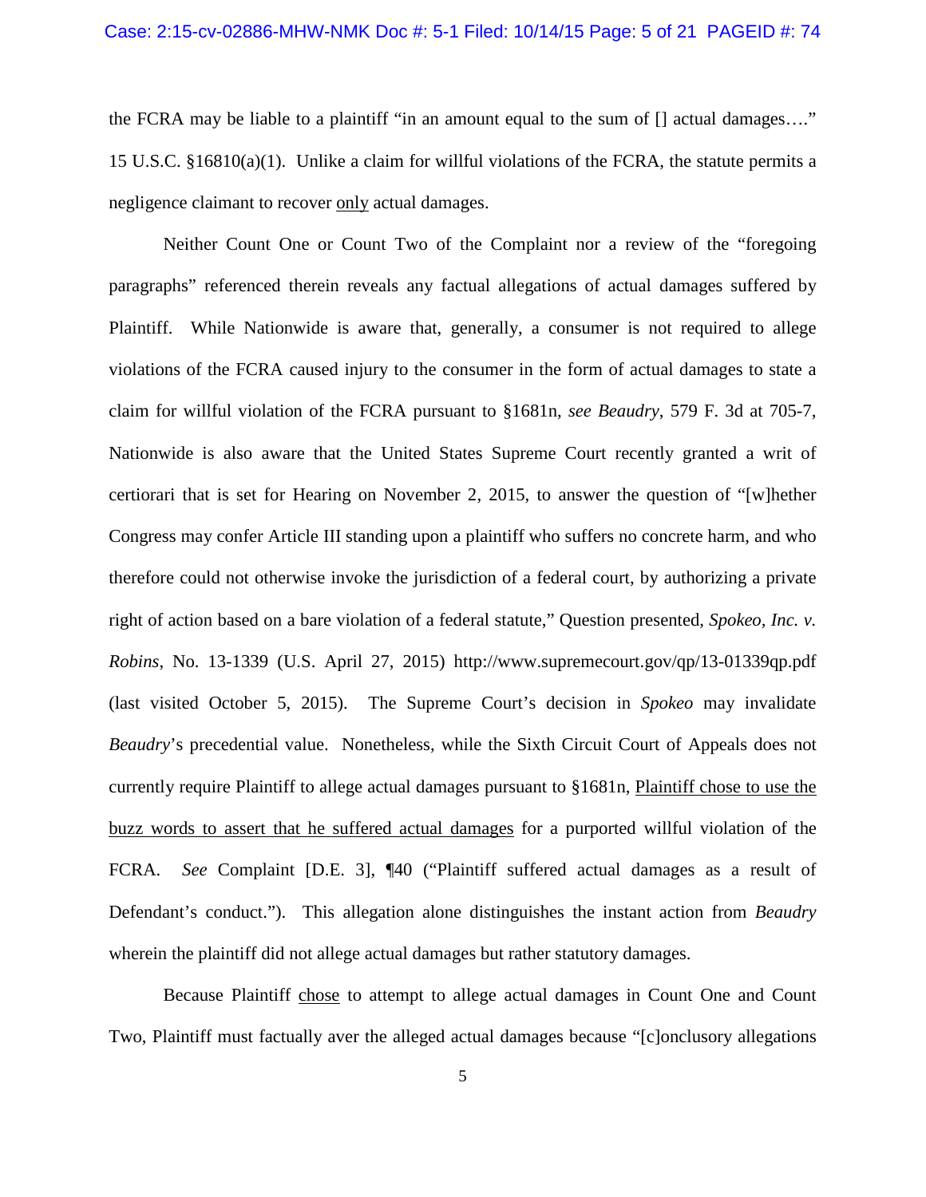the FCRA may be liable to a plaintiff "in an amount equal to the sum of [] actual damages…." 15 U.S.C. §16810(a)(1). Unlike a claim for willful violations of the FCRA, the statute permits a negligence claimant to recover <u>only</u> actual damages.

Neither Count One or Count Two of the Complaint nor a review of the "foregoing paragraphs" referenced therein reveals any factual allegations of actual damages suffered by Plaintiff. While Nationwide is aware that, generally, a consumer is not required to allege violations of the FCRA caused injury to the consumer in the form of actual damages to state a claim for willful violation of the FCRA pursuant to §1681n, *see Beaudry*, 579 F. 3d at 705-7, Nationwide is also aware that the United States Supreme Court recently granted a writ of certiorari that is set for Hearing on November 2, 2015, to answer the question of "[w]hether Congress may confer Article III standing upon a plaintiff who suffers no concrete harm, and who therefore could not otherwise invoke the jurisdiction of a federal court, by authorizing a private right of action based on a bare violation of a federal statute," Question presented, *Spokeo, Inc. v. Robins*, No. 13-1339 (U.S. April 27, 2015) http://www.supremecourt.gov/qp/13-01339qp.pdf (last visited October 5, 2015). The Supreme Court's decision in *Spokeo* may invalidate *Beaudry*'s precedential value. Nonetheless, while the Sixth Circuit Court of Appeals does not currently require Plaintiff to allege actual damages pursuant to §1681n, <u>Plaintiff chose to use the buzz words to assert that he suffered actual damages</u> for a purported willful violation of the FCRA. *See* Complaint [D.E. 3], ¶40 ("Plaintiff suffered actual damages as a result of Defendant's conduct."). This allegation alone distinguishes the instant action from *Beaudry* wherein the plaintiff did not allege actual damages but rather statutory damages.

Because Plaintiff <u>chose</u> to attempt to allege actual damages in Count One and Count Two, Plaintiff must factually aver the alleged actual damages because "[c]onclusory allegations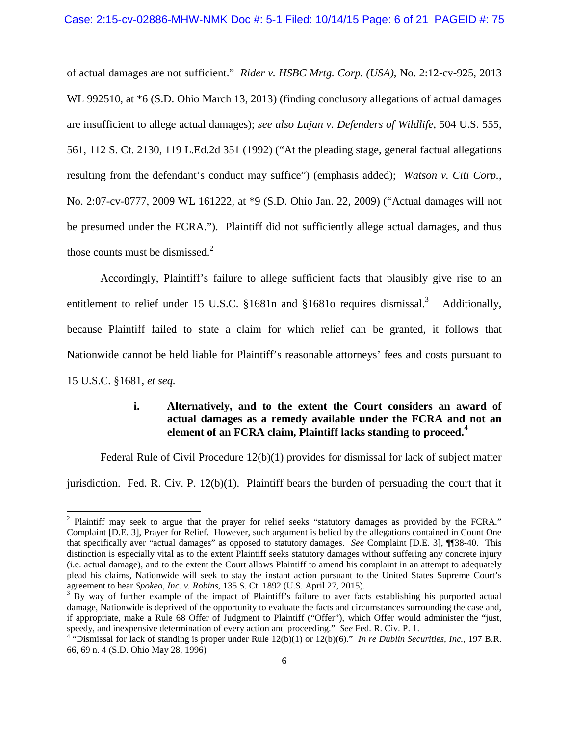of actual damages are not sufficient." *Rider v. HSBC Mrtg. Corp. (USA)*, No. 2:12-cv-925, 2013 WL 992510, at *6 (S.D. Ohio March 13, 2013) (finding conclusory allegations of actual damages are insufficient to allege actual damages); *see also Lujan v. Defenders of Wildlife*, 504 U.S. 555, 561, 112 S. Ct. 2130, 119 L.Ed.2d 351 (1992) ("At the pleading stage, general <u>factual</u> allegations resulting from the defendant's conduct may suffice") (emphasis added); *Watson v. Citi Corp.*, No. 2:07-cv-0777, 2009 WL 161222, at *9 (S.D. Ohio Jan. 22, 2009) ("Actual damages will not be presumed under the FCRA."). Plaintiff did not sufficiently allege actual damages, and thus those counts must be dismissed.[2]

Accordingly, Plaintiff's failure to allege sufficient facts that plausibly give rise to an entitlement to relief under 15 U.S.C. §1681n and §1681o requires dismissal.[3] Additionally, because Plaintiff failed to state a claim for which relief can be granted, it follows that Nationwide cannot be held liable for Plaintiff's reasonable attorneys' fees and costs pursuant to 15 U.S.C. §1681, *et seq.*

**i. Alternatively, and to the extent the Court considers an award of actual damages as a remedy available under the FCRA and not an element of an FCRA claim, Plaintiff lacks standing to proceed.[4]**

Federal Rule of Civil Procedure 12(b)(1) provides for dismissal for lack of subject matter jurisdiction. Fed. R. Civ. P. 12(b)(1). Plaintiff bears the burden of persuading the court that it

---

[2] Plaintiff may seek to argue that the prayer for relief seeks "statutory damages as provided by the FCRA." Complaint [D.E. 3], Prayer for Relief. However, such argument is belied by the allegations contained in Count One that specifically aver "actual damages" as opposed to statutory damages. *See* Complaint [D.E. 3], ¶¶38-40. This distinction is especially vital as to the extent Plaintiff seeks statutory damages without suffering any concrete injury (i.e. actual damage), and to the extent the Court allows Plaintiff to amend his complaint in an attempt to adequately plead his claims, Nationwide will seek to stay the instant action pursuant to the United States Supreme Court's agreement to hear *Spokeo, Inc. v. Robins*, 135 S. Ct. 1892 (U.S. April 27, 2015).

[3] By way of further example of the impact of Plaintiff's failure to aver facts establishing his purported actual damage, Nationwide is deprived of the opportunity to evaluate the facts and circumstances surrounding the case and, if appropriate, make a Rule 68 Offer of Judgment to Plaintiff ("Offer"), which Offer would administer the "just, speedy, and inexpensive determination of every action and proceeding." *See* Fed. R. Civ. P. 1.

[4] "Dismissal for lack of standing is proper under Rule 12(b)(1) or 12(b)(6)." *In re Dublin Securities, Inc.*, 197 B.R. 66, 69 n. 4 (S.D. Ohio May 28, 1996)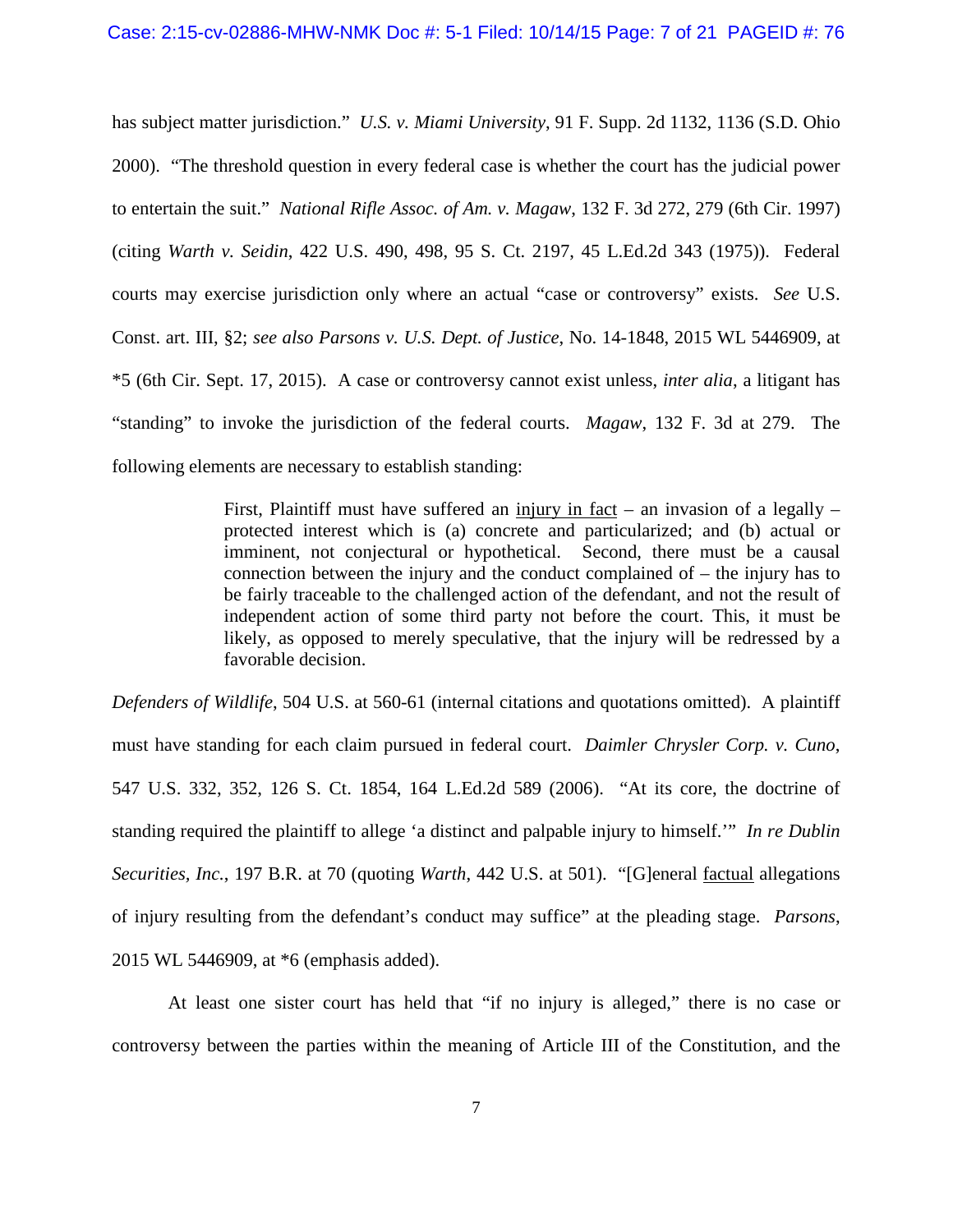has subject matter jurisdiction." *U.S. v. Miami University*, 91 F. Supp. 2d 1132, 1136 (S.D. Ohio 2000). "The threshold question in every federal case is whether the court has the judicial power to entertain the suit." *National Rifle Assoc. of Am. v. Magaw*, 132 F. 3d 272, 279 (6th Cir. 1997) (citing *Warth v. Seidin*, 422 U.S. 490, 498, 95 S. Ct. 2197, 45 L.Ed.2d 343 (1975)). Federal courts may exercise jurisdiction only where an actual "case or controversy" exists. *See* U.S. Const. art. III, §2; *see also Parsons v. U.S. Dept. of Justice*, No. 14-1848, 2015 WL 5446909, at *5 (6th Cir. Sept. 17, 2015). A case or controversy cannot exist unless, *inter alia*, a litigant has "standing" to invoke the jurisdiction of the federal courts. *Magaw*, 132 F. 3d at 279. The following elements are necessary to establish standing:

> First, Plaintiff must have suffered an <u>injury in fact</u> – an invasion of a legally – protected interest which is (a) concrete and particularized; and (b) actual or imminent, not conjectural or hypothetical. Second, there must be a causal connection between the injury and the conduct complained of – the injury has to be fairly traceable to the challenged action of the defendant, and not the result of independent action of some third party not before the court. This, it must be likely, as opposed to merely speculative, that the injury will be redressed by a favorable decision.

*Defenders of Wildlife*, 504 U.S. at 560-61 (internal citations and quotations omitted). A plaintiff must have standing for each claim pursued in federal court. *Daimler Chrysler Corp. v. Cuno*, 547 U.S. 332, 352, 126 S. Ct. 1854, 164 L.Ed.2d 589 (2006). "At its core, the doctrine of standing required the plaintiff to allege 'a distinct and palpable injury to himself.'" *In re Dublin Securities, Inc.*, 197 B.R. at 70 (quoting *Warth*, 442 U.S. at 501). "[G]eneral <u>factual</u> allegations of injury resulting from the defendant's conduct may suffice" at the pleading stage. *Parsons*, 2015 WL 5446909, at *6 (emphasis added).

At least one sister court has held that "if no injury is alleged," there is no case or controversy between the parties within the meaning of Article III of the Constitution, and the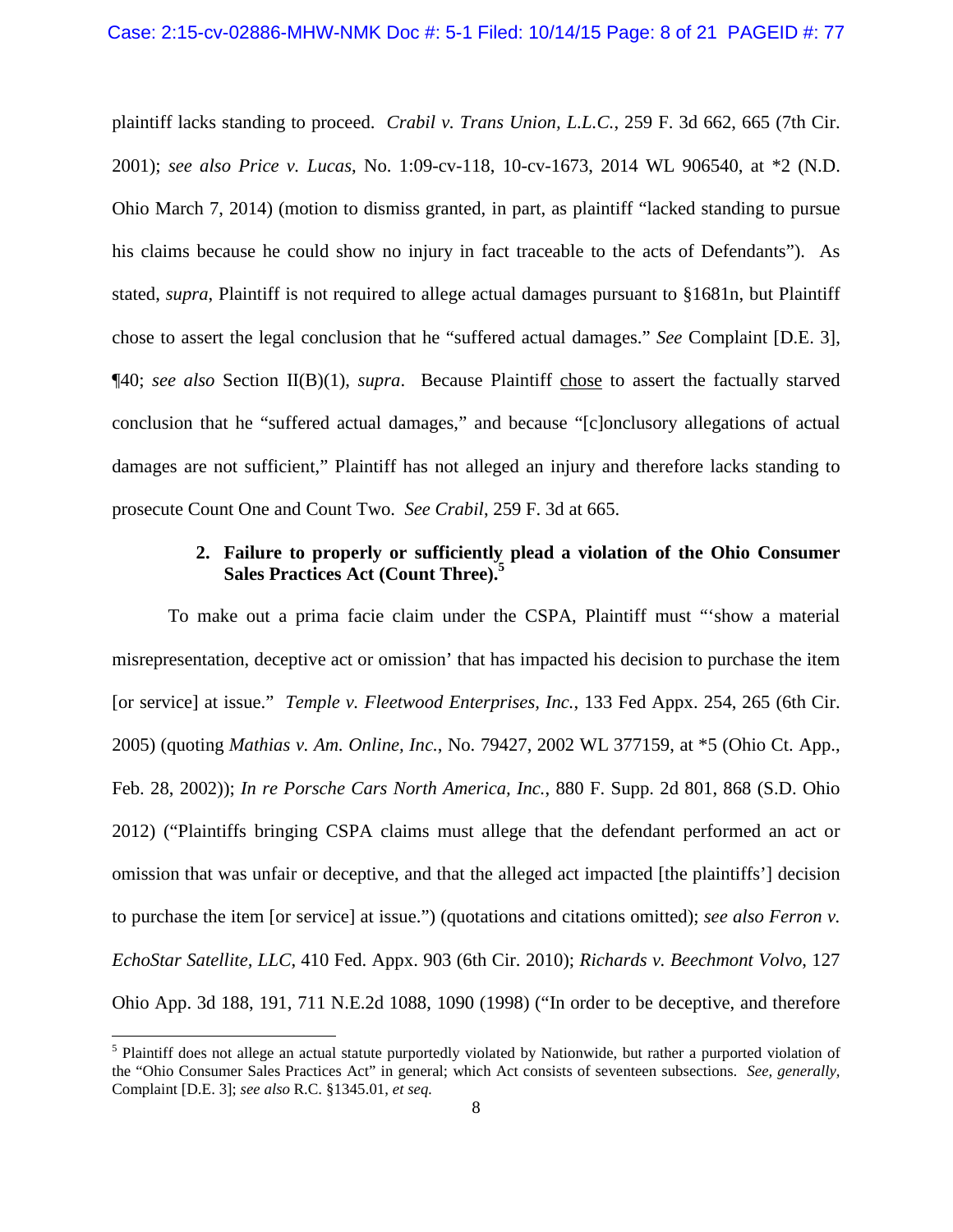plaintiff lacks standing to proceed. *Crabil v. Trans Union, L.L.C.*, 259 F. 3d 662, 665 (7th Cir. 2001); *see also Price v. Lucas*, No. 1:09-cv-118, 10-cv-1673, 2014 WL 906540, at *2 (N.D. Ohio March 7, 2014) (motion to dismiss granted, in part, as plaintiff "lacked standing to pursue his claims because he could show no injury in fact traceable to the acts of Defendants"). As stated, *supra*, Plaintiff is not required to allege actual damages pursuant to §1681n, but Plaintiff chose to assert the legal conclusion that he "suffered actual damages." *See* Complaint [D.E. 3], ¶40; *see also* Section II(B)(1), *supra*. Because Plaintiff <u>chose</u> to assert the factually starved conclusion that he "suffered actual damages," and because "[c]onclusory allegations of actual damages are not sufficient," Plaintiff has not alleged an injury and therefore lacks standing to prosecute Count One and Count Two. *See Crabil*, 259 F. 3d at 665.

**2. Failure to properly or sufficiently plead a violation of the Ohio Consumer Sales Practices Act (Count Three).**[5]

To make out a prima facie claim under the CSPA, Plaintiff must "'show a material misrepresentation, deceptive act or omission' that has impacted his decision to purchase the item [or service] at issue." *Temple v. Fleetwood Enterprises, Inc.*, 133 Fed Appx. 254, 265 (6th Cir. 2005) (quoting *Mathias v. Am. Online, Inc.*, No. 79427, 2002 WL 377159, at *5 (Ohio Ct. App., Feb. 28, 2002)); *In re Porsche Cars North America, Inc.*, 880 F. Supp. 2d 801, 868 (S.D. Ohio 2012) ("Plaintiffs bringing CSPA claims must allege that the defendant performed an act or omission that was unfair or deceptive, and that the alleged act impacted [the plaintiffs'] decision to purchase the item [or service] at issue.") (quotations and citations omitted); *see also Ferron v. EchoStar Satellite, LLC*, 410 Fed. Appx. 903 (6th Cir. 2010); *Richards v. Beechmont Volvo*, 127 Ohio App. 3d 188, 191, 711 N.E.2d 1088, 1090 (1998) ("In order to be deceptive, and therefore

---

[5] Plaintiff does not allege an actual statute purportedly violated by Nationwide, but rather a purported violation of the "Ohio Consumer Sales Practices Act" in general; which Act consists of seventeen subsections. *See, generally,* Complaint [D.E. 3]; *see also* R.C. §1345.01, *et seq.*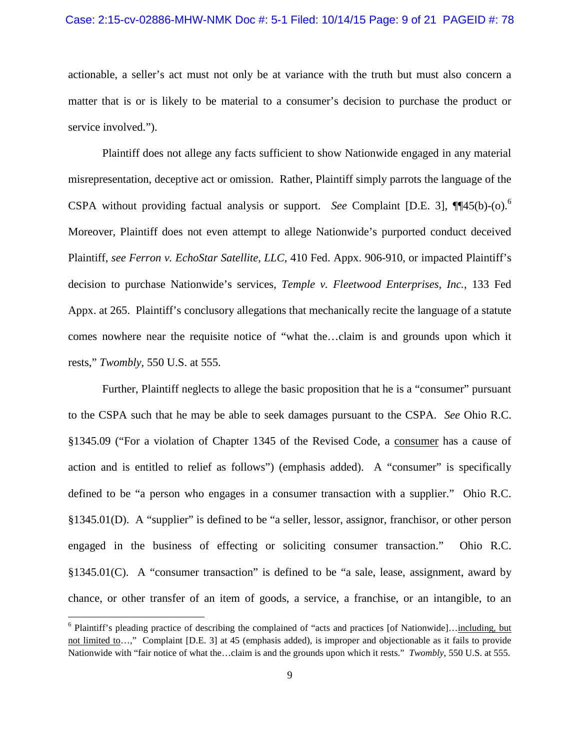actionable, a seller's act must not only be at variance with the truth but must also concern a matter that is or is likely to be material to a consumer's decision to purchase the product or service involved.").

Plaintiff does not allege any facts sufficient to show Nationwide engaged in any material misrepresentation, deceptive act or omission. Rather, Plaintiff simply parrots the language of the CSPA without providing factual analysis or support. *See* Complaint [D.E. 3], ¶¶45(b)-(o).[6] Moreover, Plaintiff does not even attempt to allege Nationwide's purported conduct deceived Plaintiff, *see Ferron v. EchoStar Satellite, LLC*, 410 Fed. Appx. 906-910, or impacted Plaintiff's decision to purchase Nationwide's services, *Temple v. Fleetwood Enterprises, Inc.*, 133 Fed Appx. at 265. Plaintiff's conclusory allegations that mechanically recite the language of a statute comes nowhere near the requisite notice of "what the…claim is and grounds upon which it rests," *Twombly*, 550 U.S. at 555.

Further, Plaintiff neglects to allege the basic proposition that he is a "consumer" pursuant to the CSPA such that he may be able to seek damages pursuant to the CSPA. *See* Ohio R.C. §1345.09 ("For a violation of Chapter 1345 of the Revised Code, a <u>consumer</u> has a cause of action and is entitled to relief as follows") (emphasis added). A "consumer" is specifically defined to be "a person who engages in a consumer transaction with a supplier." Ohio R.C. §1345.01(D). A "supplier" is defined to be "a seller, lessor, assignor, franchisor, or other person engaged in the business of effecting or soliciting consumer transaction." Ohio R.C. §1345.01(C). A "consumer transaction" is defined to be "a sale, lease, assignment, award by chance, or other transfer of an item of goods, a service, a franchise, or an intangible, to an

---

[6] Plaintiff's pleading practice of describing the complained of "acts and practices [of Nationwide]…<u>including, but not limited to</u>…," Complaint [D.E. 3] at 45 (emphasis added), is improper and objectionable as it fails to provide Nationwide with "fair notice of what the…claim is and the grounds upon which it rests." *Twombly*, 550 U.S. at 555.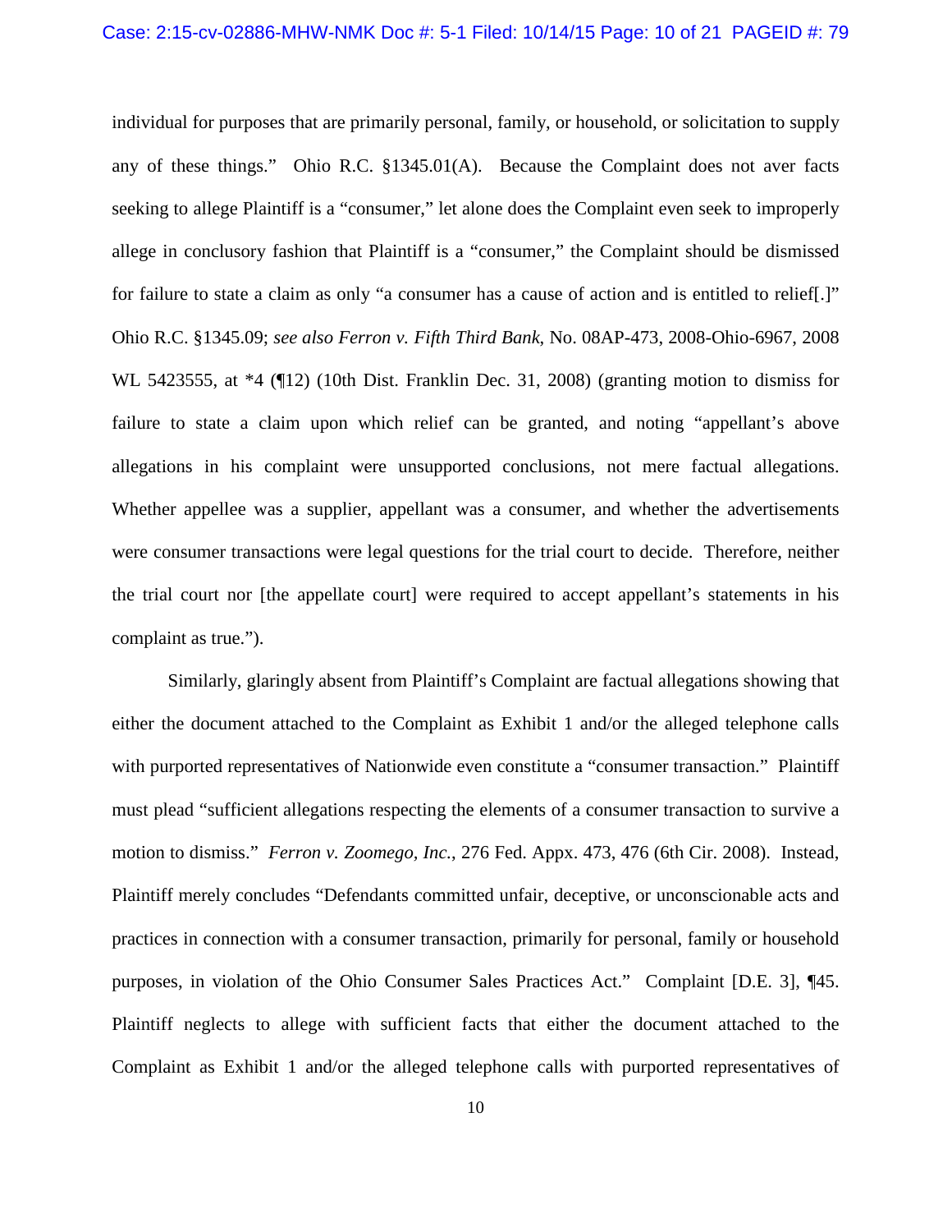individual for purposes that are primarily personal, family, or household, or solicitation to supply any of these things." Ohio R.C. §1345.01(A). Because the Complaint does not aver facts seeking to allege Plaintiff is a "consumer," let alone does the Complaint even seek to improperly allege in conclusory fashion that Plaintiff is a "consumer," the Complaint should be dismissed for failure to state a claim as only "a consumer has a cause of action and is entitled to relief[.]" Ohio R.C. §1345.09; *see also Ferron v. Fifth Third Bank*, No. 08AP-473, 2008-Ohio-6967, 2008 WL 5423555, at *4 (¶12) (10th Dist. Franklin Dec. 31, 2008) (granting motion to dismiss for failure to state a claim upon which relief can be granted, and noting "appellant's above allegations in his complaint were unsupported conclusions, not mere factual allegations. Whether appellee was a supplier, appellant was a consumer, and whether the advertisements were consumer transactions were legal questions for the trial court to decide. Therefore, neither the trial court nor [the appellate court] were required to accept appellant's statements in his complaint as true.").

Similarly, glaringly absent from Plaintiff's Complaint are factual allegations showing that either the document attached to the Complaint as Exhibit 1 and/or the alleged telephone calls with purported representatives of Nationwide even constitute a "consumer transaction." Plaintiff must plead "sufficient allegations respecting the elements of a consumer transaction to survive a motion to dismiss." *Ferron v. Zoomego, Inc.*, 276 Fed. Appx. 473, 476 (6th Cir. 2008). Instead, Plaintiff merely concludes "Defendants committed unfair, deceptive, or unconscionable acts and practices in connection with a consumer transaction, primarily for personal, family or household purposes, in violation of the Ohio Consumer Sales Practices Act." Complaint [D.E. 3], ¶45. Plaintiff neglects to allege with sufficient facts that either the document attached to the Complaint as Exhibit 1 and/or the alleged telephone calls with purported representatives of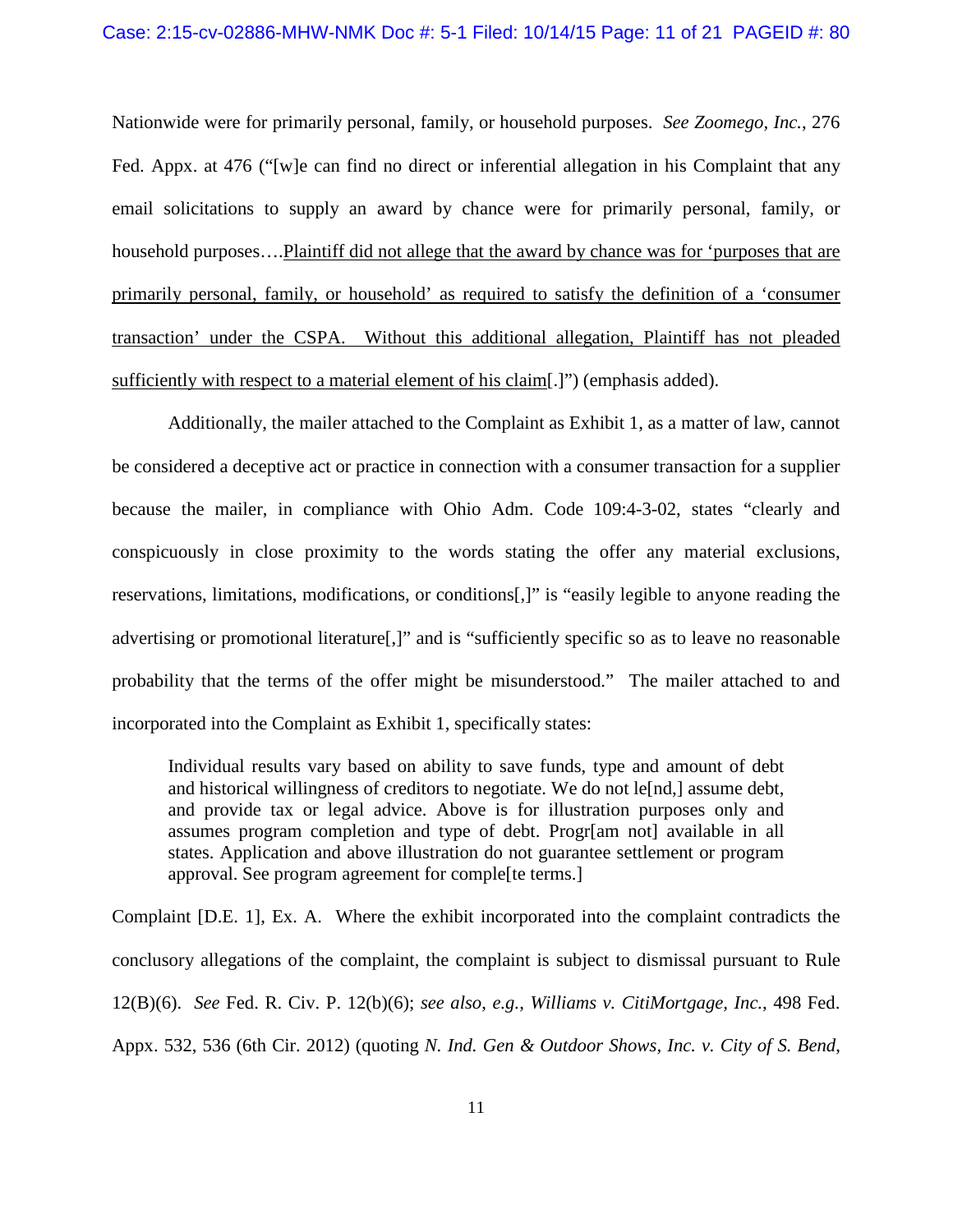Nationwide were for primarily personal, family, or household purposes. *See Zoomego, Inc.*, 276 Fed. Appx. at 476 ("[w]e can find no direct or inferential allegation in his Complaint that any email solicitations to supply an award by chance were for primarily personal, family, or household purposes….<u>Plaintiff did not allege that the award by chance was for 'purposes that are primarily personal, family, or household' as required to satisfy the definition of a 'consumer transaction' under the CSPA. Without this additional allegation, Plaintiff has not pleaded sufficiently with respect to a material element of his claim</u>[.]") (emphasis added).

Additionally, the mailer attached to the Complaint as Exhibit 1, as a matter of law, cannot be considered a deceptive act or practice in connection with a consumer transaction for a supplier because the mailer, in compliance with Ohio Adm. Code 109:4-3-02, states "clearly and conspicuously in close proximity to the words stating the offer any material exclusions, reservations, limitations, modifications, or conditions[,]" is "easily legible to anyone reading the advertising or promotional literature[,]" and is "sufficiently specific so as to leave no reasonable probability that the terms of the offer might be misunderstood." The mailer attached to and incorporated into the Complaint as Exhibit 1, specifically states:

> Individual results vary based on ability to save funds, type and amount of debt and historical willingness of creditors to negotiate. We do not le[nd,] assume debt, and provide tax or legal advice. Above is for illustration purposes only and assumes program completion and type of debt. Progr[am not] available in all states. Application and above illustration do not guarantee settlement or program approval. See program agreement for comple[te terms.]

Complaint [D.E. 1], Ex. A. Where the exhibit incorporated into the complaint contradicts the conclusory allegations of the complaint, the complaint is subject to dismissal pursuant to Rule 12(B)(6). *See* Fed. R. Civ. P. 12(b)(6); *see also, e.g., Williams v. CitiMortgage, Inc.*, 498 Fed. Appx. 532, 536 (6th Cir. 2012) (quoting *N. Ind. Gen & Outdoor Shows, Inc. v. City of S. Bend*,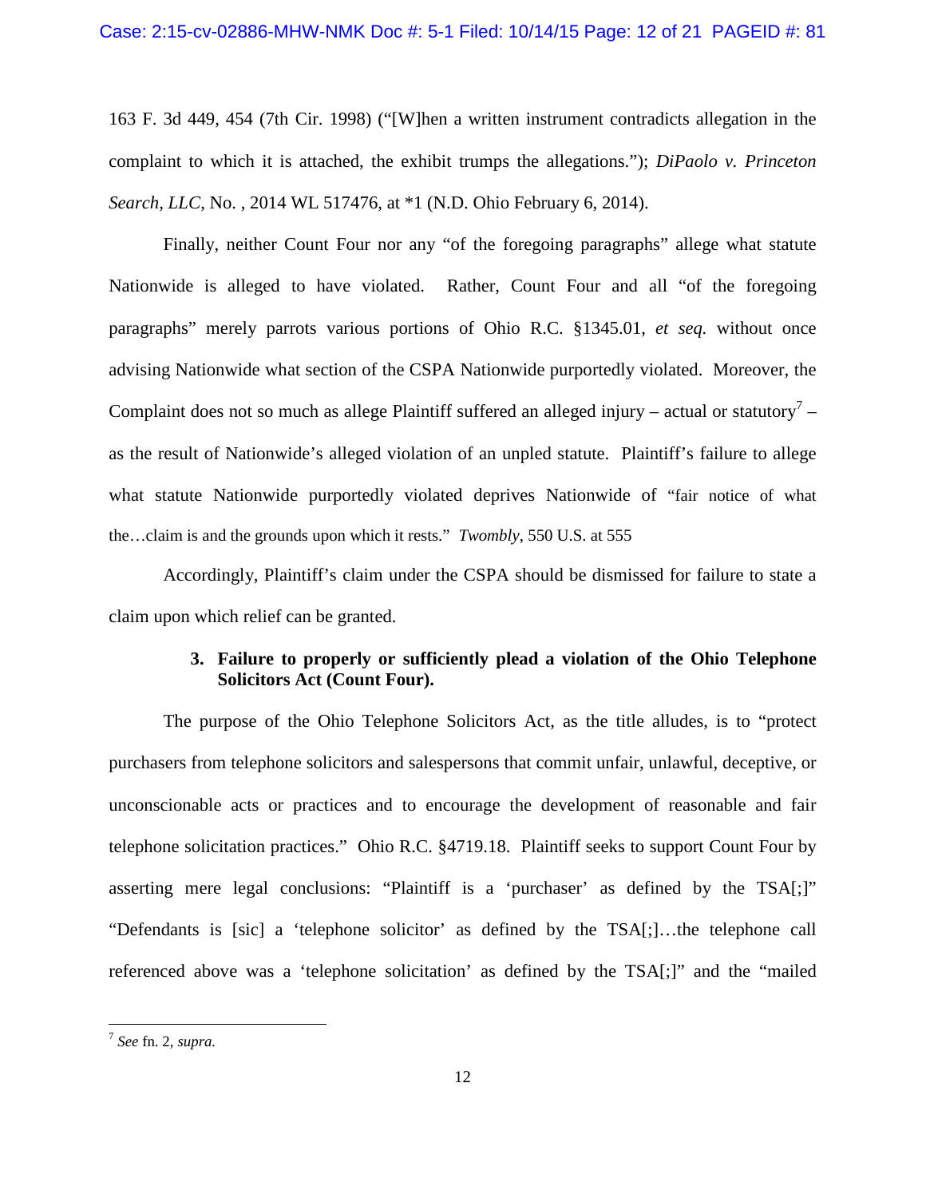163 F. 3d 449, 454 (7th Cir. 1998) ("[W]hen a written instrument contradicts allegation in the complaint to which it is attached, the exhibit trumps the allegations."); *DiPaolo v. Princeton Search, LLC*, No. , 2014 WL 517476, at *1 (N.D. Ohio February 6, 2014).

Finally, neither Count Four nor any "of the foregoing paragraphs" allege what statute Nationwide is alleged to have violated. Rather, Count Four and all "of the foregoing paragraphs" merely parrots various portions of Ohio R.C. §1345.01, *et seq.* without once advising Nationwide what section of the CSPA Nationwide purportedly violated. Moreover, the Complaint does not so much as allege Plaintiff suffered an alleged injury – actual or statutory[7] – as the result of Nationwide's alleged violation of an unpled statute. Plaintiff's failure to allege what statute Nationwide purportedly violated deprives Nationwide of "fair notice of what the…claim is and the grounds upon which it rests." *Twombly*, 550 U.S. at 555

Accordingly, Plaintiff's claim under the CSPA should be dismissed for failure to state a claim upon which relief can be granted.

**3. Failure to properly or sufficiently plead a violation of the Ohio Telephone Solicitors Act (Count Four).**

The purpose of the Ohio Telephone Solicitors Act, as the title alludes, is to "protect purchasers from telephone solicitors and salespersons that commit unfair, unlawful, deceptive, or unconscionable acts or practices and to encourage the development of reasonable and fair telephone solicitation practices." Ohio R.C. §4719.18. Plaintiff seeks to support Count Four by asserting mere legal conclusions: "Plaintiff is a 'purchaser' as defined by the TSA[;]" "Defendants is [sic] a 'telephone solicitor' as defined by the TSA[;]…the telephone call referenced above was a 'telephone solicitation' as defined by the TSA[;]" and the "mailed

---

[7] *See* fn. 2, *supra.*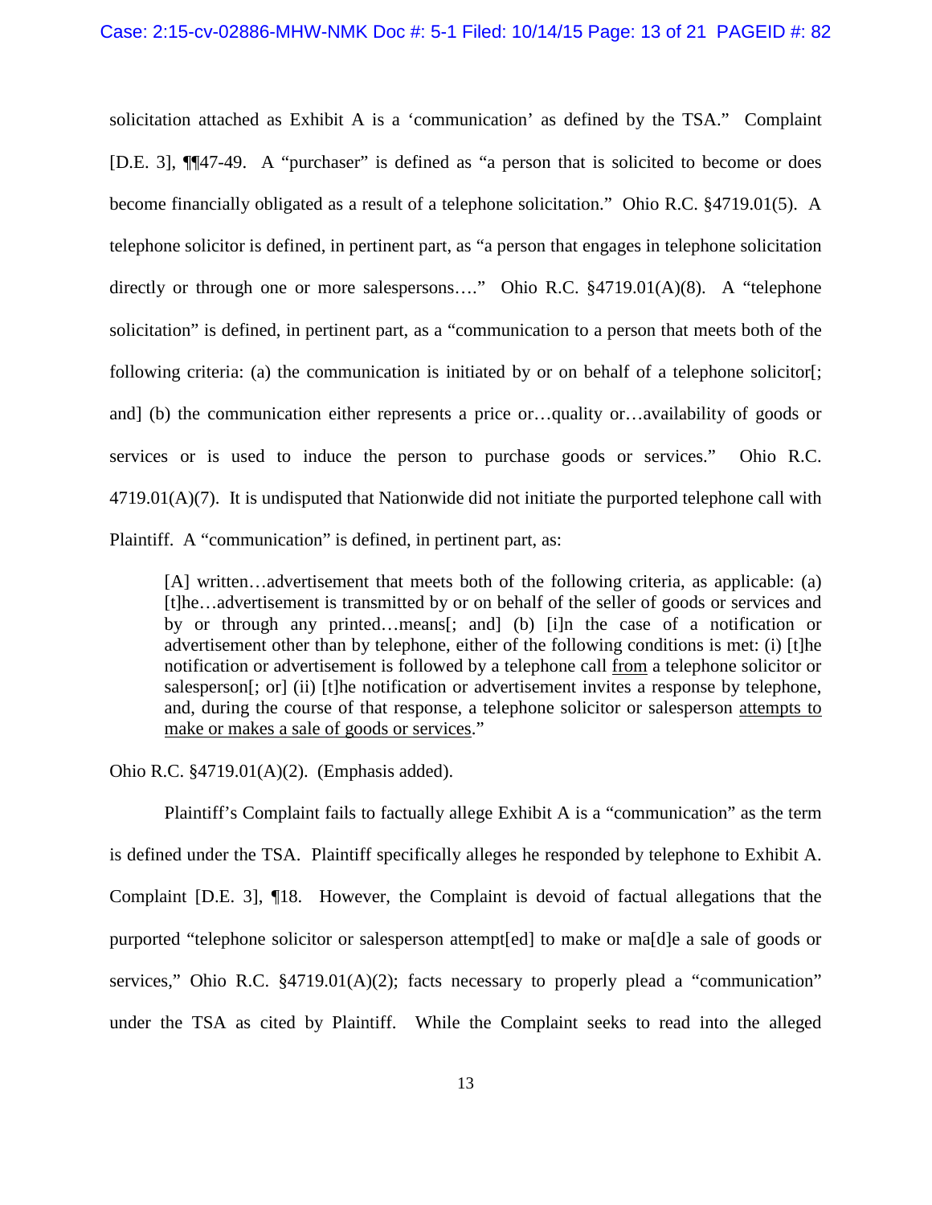solicitation attached as Exhibit A is a 'communication' as defined by the TSA." Complaint [D.E. 3], ¶¶47-49. A "purchaser" is defined as "a person that is solicited to become or does become financially obligated as a result of a telephone solicitation." Ohio R.C. §4719.01(5). A telephone solicitor is defined, in pertinent part, as "a person that engages in telephone solicitation directly or through one or more salespersons…." Ohio R.C. §4719.01(A)(8). A "telephone solicitation" is defined, in pertinent part, as a "communication to a person that meets both of the following criteria: (a) the communication is initiated by or on behalf of a telephone solicitor[; and] (b) the communication either represents a price or…quality or…availability of goods or services or is used to induce the person to purchase goods or services." Ohio R.C. 4719.01(A)(7). It is undisputed that Nationwide did not initiate the purported telephone call with Plaintiff. A "communication" is defined, in pertinent part, as:

> [A] written…advertisement that meets both of the following criteria, as applicable: (a) [t]he…advertisement is transmitted by or on behalf of the seller of goods or services and by or through any printed…means[; and] (b) [i]n the case of a notification or advertisement other than by telephone, either of the following conditions is met: (i) [t]he notification or advertisement is followed by a telephone call <u>from</u> a telephone solicitor or salesperson[; or] (ii) [t]he notification or advertisement invites a response by telephone, and, during the course of that response, a telephone solicitor or salesperson <u>attempts to make or makes a sale of goods or services</u>."

Ohio R.C. §4719.01(A)(2). (Emphasis added).

Plaintiff's Complaint fails to factually allege Exhibit A is a "communication" as the term is defined under the TSA. Plaintiff specifically alleges he responded by telephone to Exhibit A. Complaint [D.E. 3], ¶18. However, the Complaint is devoid of factual allegations that the purported "telephone solicitor or salesperson attempt[ed] to make or ma[d]e a sale of goods or services," Ohio R.C. §4719.01(A)(2); facts necessary to properly plead a "communication" under the TSA as cited by Plaintiff. While the Complaint seeks to read into the alleged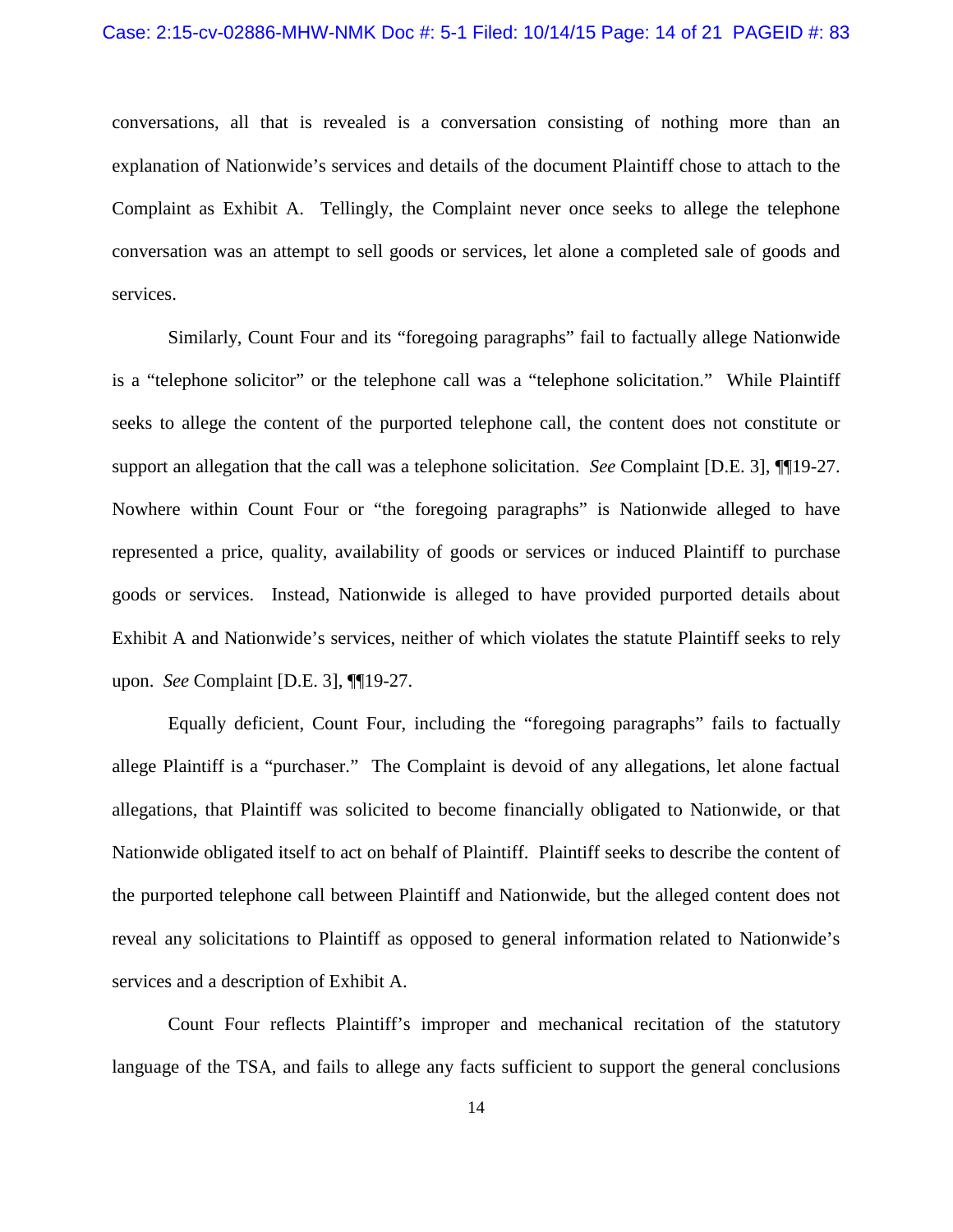conversations, all that is revealed is a conversation consisting of nothing more than an explanation of Nationwide's services and details of the document Plaintiff chose to attach to the Complaint as Exhibit A. Tellingly, the Complaint never once seeks to allege the telephone conversation was an attempt to sell goods or services, let alone a completed sale of goods and services.

Similarly, Count Four and its "foregoing paragraphs" fail to factually allege Nationwide is a "telephone solicitor" or the telephone call was a "telephone solicitation." While Plaintiff seeks to allege the content of the purported telephone call, the content does not constitute or support an allegation that the call was a telephone solicitation. *See* Complaint [D.E. 3], ¶¶19-27. Nowhere within Count Four or "the foregoing paragraphs" is Nationwide alleged to have represented a price, quality, availability of goods or services or induced Plaintiff to purchase goods or services. Instead, Nationwide is alleged to have provided purported details about Exhibit A and Nationwide's services, neither of which violates the statute Plaintiff seeks to rely upon. *See* Complaint [D.E. 3], ¶¶19-27.

Equally deficient, Count Four, including the "foregoing paragraphs" fails to factually allege Plaintiff is a "purchaser." The Complaint is devoid of any allegations, let alone factual allegations, that Plaintiff was solicited to become financially obligated to Nationwide, or that Nationwide obligated itself to act on behalf of Plaintiff. Plaintiff seeks to describe the content of the purported telephone call between Plaintiff and Nationwide, but the alleged content does not reveal any solicitations to Plaintiff as opposed to general information related to Nationwide's services and a description of Exhibit A.

Count Four reflects Plaintiff's improper and mechanical recitation of the statutory language of the TSA, and fails to allege any facts sufficient to support the general conclusions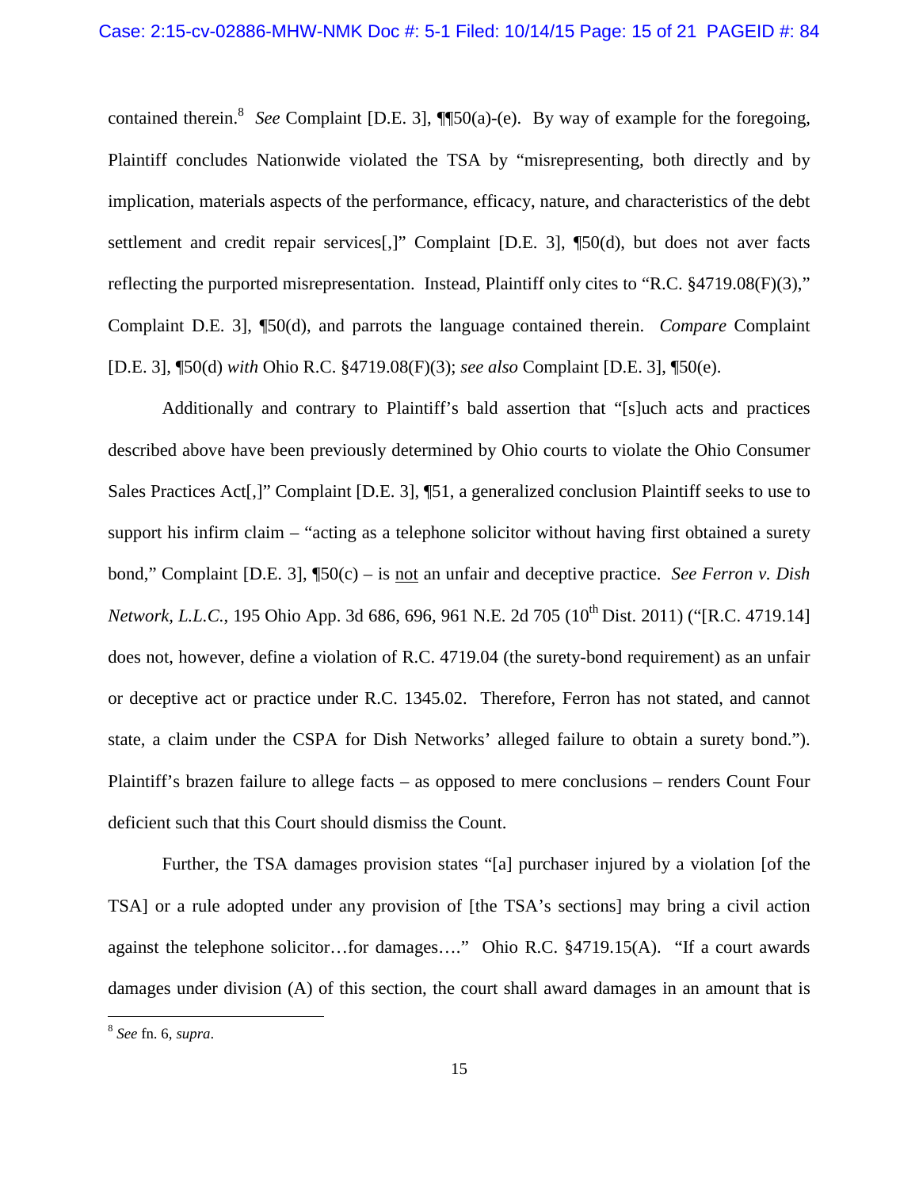contained therein.[8] *See* Complaint [D.E. 3], ¶¶50(a)-(e). By way of example for the foregoing, Plaintiff concludes Nationwide violated the TSA by "misrepresenting, both directly and by implication, materials aspects of the performance, efficacy, nature, and characteristics of the debt settlement and credit repair services[,]" Complaint [D.E. 3], ¶50(d), but does not aver facts reflecting the purported misrepresentation. Instead, Plaintiff only cites to "R.C. §4719.08(F)(3)," Complaint D.E. 3], ¶50(d), and parrots the language contained therein. *Compare* Complaint [D.E. 3], ¶50(d) *with* Ohio R.C. §4719.08(F)(3); *see also* Complaint [D.E. 3], ¶50(e).

Additionally and contrary to Plaintiff's bald assertion that "[s]uch acts and practices described above have been previously determined by Ohio courts to violate the Ohio Consumer Sales Practices Act[,]" Complaint [D.E. 3], ¶51, a generalized conclusion Plaintiff seeks to use to support his infirm claim – "acting as a telephone solicitor without having first obtained a surety bond," Complaint [D.E. 3], ¶50(c) – is <u>not</u> an unfair and deceptive practice. *See Ferron v. Dish Network, L.L.C.*, 195 Ohio App. 3d 686, 696, 961 N.E. 2d 705 (10th Dist. 2011) ("[R.C. 4719.14] does not, however, define a violation of R.C. 4719.04 (the surety-bond requirement) as an unfair or deceptive act or practice under R.C. 1345.02. Therefore, Ferron has not stated, and cannot state, a claim under the CSPA for Dish Networks' alleged failure to obtain a surety bond."). Plaintiff's brazen failure to allege facts – as opposed to mere conclusions – renders Count Four deficient such that this Court should dismiss the Count.

Further, the TSA damages provision states "[a] purchaser injured by a violation [of the TSA] or a rule adopted under any provision of [the TSA's sections] may bring a civil action against the telephone solicitor…for damages…." Ohio R.C. §4719.15(A). "If a court awards damages under division (A) of this section, the court shall award damages in an amount that is

---

[8] *See* fn. 6, *supra*.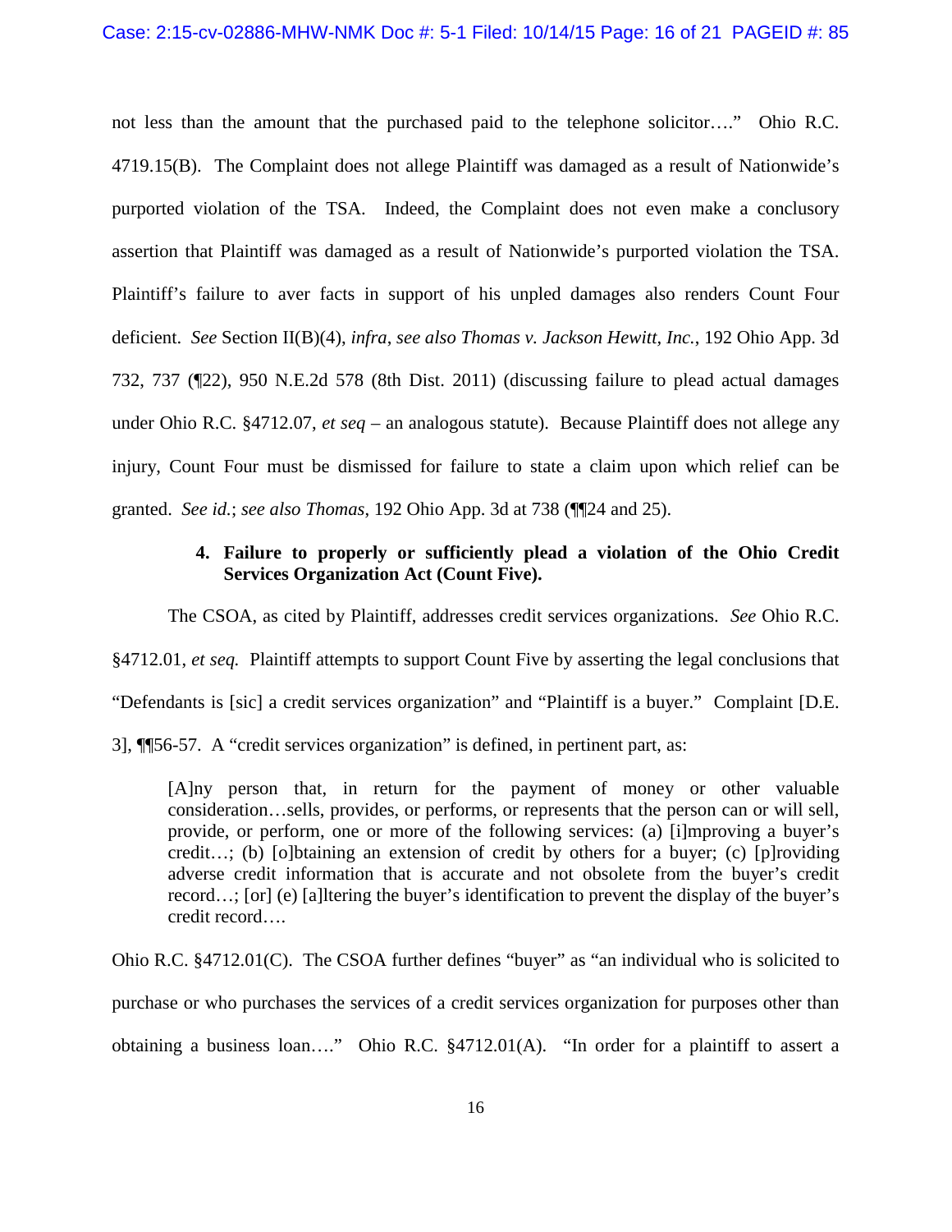not less than the amount that the purchased paid to the telephone solicitor…." Ohio R.C. 4719.15(B). The Complaint does not allege Plaintiff was damaged as a result of Nationwide's purported violation of the TSA. Indeed, the Complaint does not even make a conclusory assertion that Plaintiff was damaged as a result of Nationwide's purported violation the TSA. Plaintiff's failure to aver facts in support of his unpled damages also renders Count Four deficient. *See* Section II(B)(4), *infra*, *see also Thomas v. Jackson Hewitt, Inc.*, 192 Ohio App. 3d 732, 737 (¶22), 950 N.E.2d 578 (8th Dist. 2011) (discussing failure to plead actual damages under Ohio R.C. §4712.07, *et seq* – an analogous statute). Because Plaintiff does not allege any injury, Count Four must be dismissed for failure to state a claim upon which relief can be granted. *See id.*; *see also Thomas*, 192 Ohio App. 3d at 738 (¶¶24 and 25).

#### 4. Failure to properly or sufficiently plead a violation of the Ohio Credit Services Organization Act (Count Five).

The CSOA, as cited by Plaintiff, addresses credit services organizations. *See* Ohio R.C. §4712.01, *et seq.* Plaintiff attempts to support Count Five by asserting the legal conclusions that "Defendants is [sic] a credit services organization" and "Plaintiff is a buyer." Complaint [D.E. 3], ¶¶56-57. A "credit services organization" is defined, in pertinent part, as:

> [A]ny person that, in return for the payment of money or other valuable consideration…sells, provides, or performs, or represents that the person can or will sell, provide, or perform, one or more of the following services: (a) [i]mproving a buyer's credit…; (b) [o]btaining an extension of credit by others for a buyer; (c) [p]roviding adverse credit information that is accurate and not obsolete from the buyer's credit record…; [or] (e) [a]ltering the buyer's identification to prevent the display of the buyer's credit record….

Ohio R.C. §4712.01(C). The CSOA further defines "buyer" as "an individual who is solicited to purchase or who purchases the services of a credit services organization for purposes other than obtaining a business loan…." Ohio R.C. §4712.01(A). "In order for a plaintiff to assert a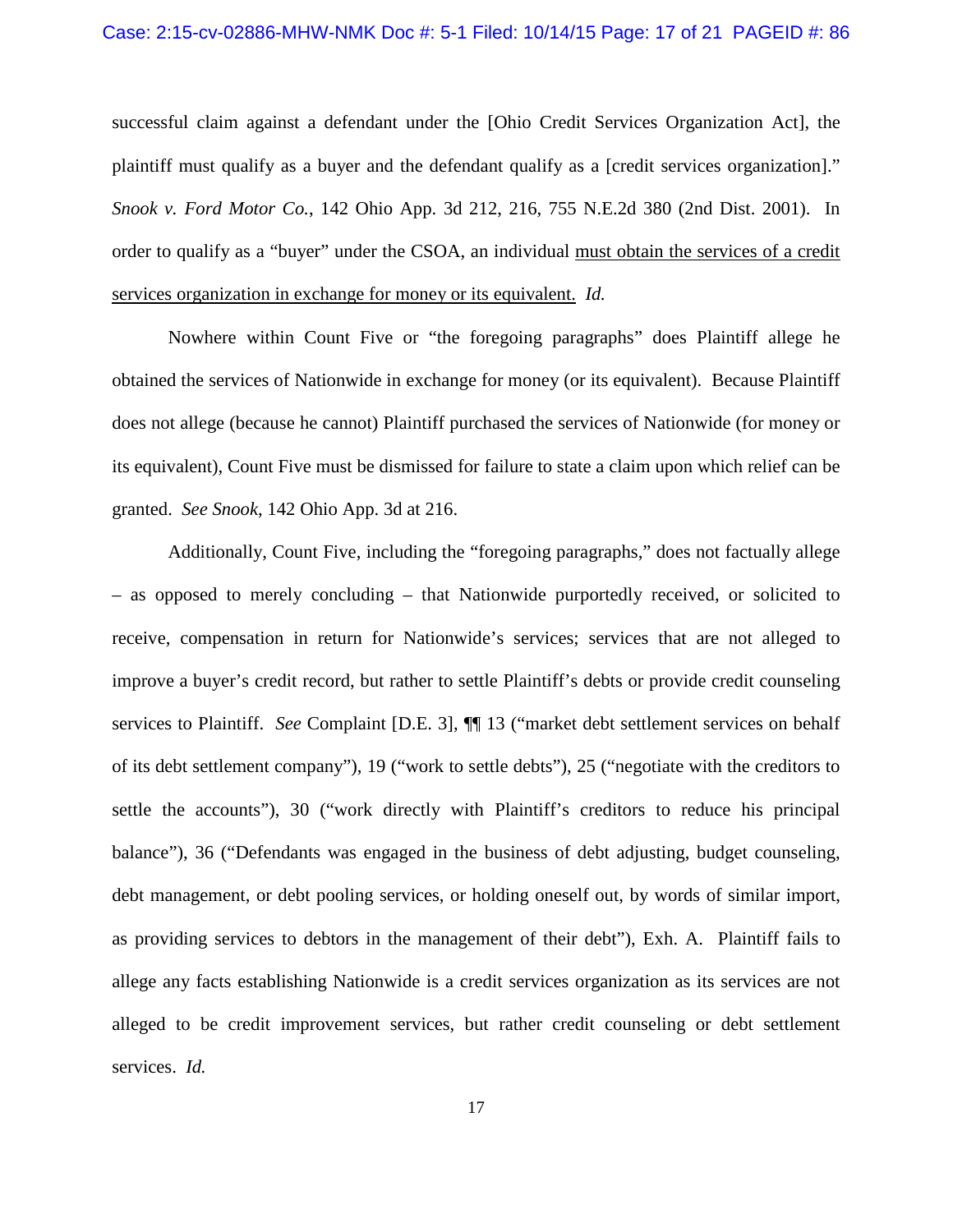successful claim against a defendant under the [Ohio Credit Services Organization Act], the plaintiff must qualify as a buyer and the defendant qualify as a [credit services organization]." *Snook v. Ford Motor Co.*, 142 Ohio App. 3d 212, 216, 755 N.E.2d 380 (2nd Dist. 2001). In order to qualify as a "buyer" under the CSOA, an individual <u>must obtain the services of a credit services organization in exchange for money or its equivalent.</u> *Id.*

Nowhere within Count Five or "the foregoing paragraphs" does Plaintiff allege he obtained the services of Nationwide in exchange for money (or its equivalent). Because Plaintiff does not allege (because he cannot) Plaintiff purchased the services of Nationwide (for money or its equivalent), Count Five must be dismissed for failure to state a claim upon which relief can be granted. *See Snook*, 142 Ohio App. 3d at 216.

Additionally, Count Five, including the "foregoing paragraphs," does not factually allege – as opposed to merely concluding – that Nationwide purportedly received, or solicited to receive, compensation in return for Nationwide's services; services that are not alleged to improve a buyer's credit record, but rather to settle Plaintiff's debts or provide credit counseling services to Plaintiff. *See* Complaint [D.E. 3], ¶¶ 13 ("market debt settlement services on behalf of its debt settlement company"), 19 ("work to settle debts"), 25 ("negotiate with the creditors to settle the accounts"), 30 ("work directly with Plaintiff's creditors to reduce his principal balance"), 36 ("Defendants was engaged in the business of debt adjusting, budget counseling, debt management, or debt pooling services, or holding oneself out, by words of similar import, as providing services to debtors in the management of their debt"), Exh. A. Plaintiff fails to allege any facts establishing Nationwide is a credit services organization as its services are not alleged to be credit improvement services, but rather credit counseling or debt settlement services. *Id.*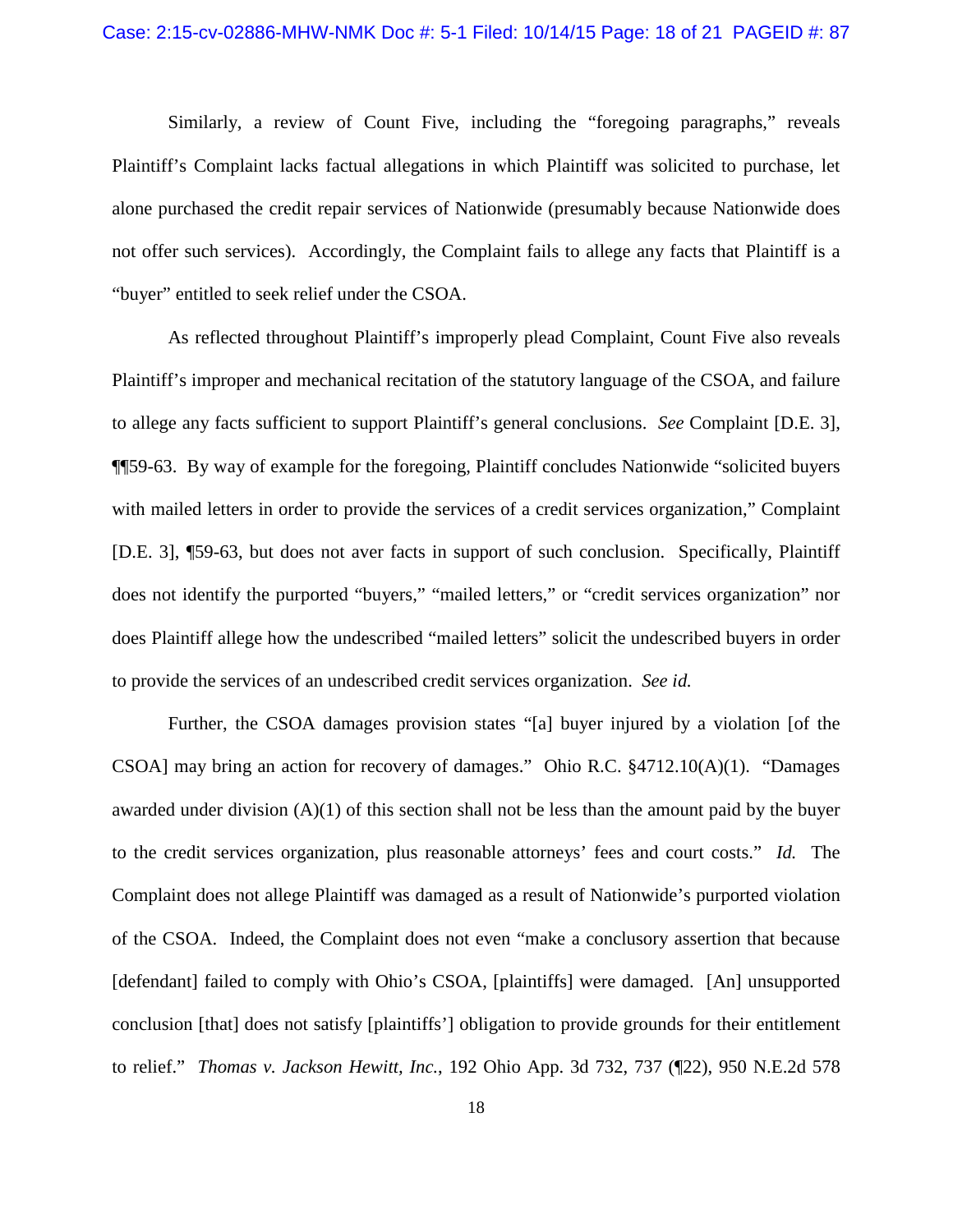Similarly, a review of Count Five, including the "foregoing paragraphs," reveals Plaintiff's Complaint lacks factual allegations in which Plaintiff was solicited to purchase, let alone purchased the credit repair services of Nationwide (presumably because Nationwide does not offer such services). Accordingly, the Complaint fails to allege any facts that Plaintiff is a "buyer" entitled to seek relief under the CSOA.

As reflected throughout Plaintiff's improperly plead Complaint, Count Five also reveals Plaintiff's improper and mechanical recitation of the statutory language of the CSOA, and failure to allege any facts sufficient to support Plaintiff's general conclusions. *See* Complaint [D.E. 3], ¶¶59-63. By way of example for the foregoing, Plaintiff concludes Nationwide "solicited buyers with mailed letters in order to provide the services of a credit services organization," Complaint [D.E. 3], ¶59-63, but does not aver facts in support of such conclusion. Specifically, Plaintiff does not identify the purported "buyers," "mailed letters," or "credit services organization" nor does Plaintiff allege how the undescribed "mailed letters" solicit the undescribed buyers in order to provide the services of an undescribed credit services organization. *See id.*

Further, the CSOA damages provision states "[a] buyer injured by a violation [of the CSOA] may bring an action for recovery of damages." Ohio R.C. §4712.10(A)(1). "Damages awarded under division (A)(1) of this section shall not be less than the amount paid by the buyer to the credit services organization, plus reasonable attorneys' fees and court costs." *Id.* The Complaint does not allege Plaintiff was damaged as a result of Nationwide's purported violation of the CSOA. Indeed, the Complaint does not even "make a conclusory assertion that because [defendant] failed to comply with Ohio's CSOA, [plaintiffs] were damaged. [An] unsupported conclusion [that] does not satisfy [plaintiffs'] obligation to provide grounds for their entitlement to relief." *Thomas v. Jackson Hewitt, Inc.*, 192 Ohio App. 3d 732, 737 (¶22), 950 N.E.2d 578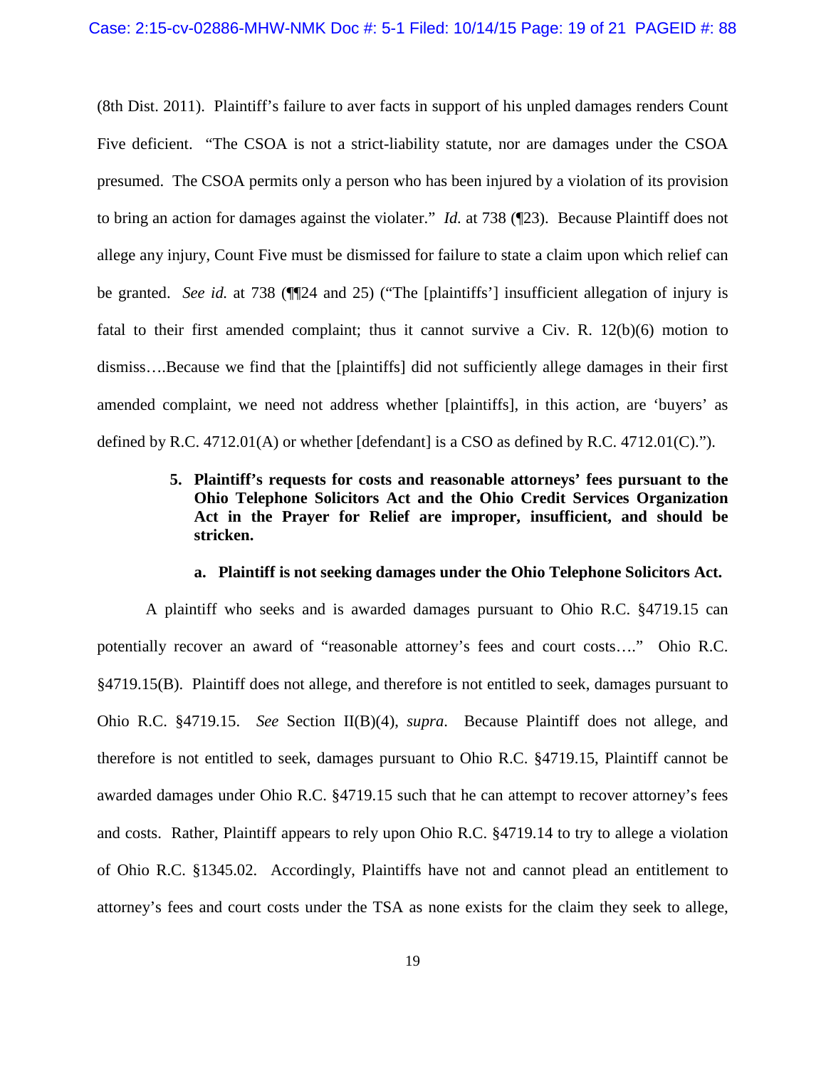(8th Dist. 2011). Plaintiff's failure to aver facts in support of his unpled damages renders Count Five deficient. "The CSOA is not a strict-liability statute, nor are damages under the CSOA presumed. The CSOA permits only a person who has been injured by a violation of its provision to bring an action for damages against the violater." *Id.* at 738 (¶23). Because Plaintiff does not allege any injury, Count Five must be dismissed for failure to state a claim upon which relief can be granted. *See id.* at 738 (¶¶24 and 25) ("The [plaintiffs'] insufficient allegation of injury is fatal to their first amended complaint; thus it cannot survive a Civ. R. 12(b)(6) motion to dismiss….Because we find that the [plaintiffs] did not sufficiently allege damages in their first amended complaint, we need not address whether [plaintiffs], in this action, are 'buyers' as defined by R.C. 4712.01(A) or whether [defendant] is a CSO as defined by R.C. 4712.01(C).").

**5. Plaintiff's requests for costs and reasonable attorneys' fees pursuant to the Ohio Telephone Solicitors Act and the Ohio Credit Services Organization Act in the Prayer for Relief are improper, insufficient, and should be stricken.**

**a. Plaintiff is not seeking damages under the Ohio Telephone Solicitors Act.**

A plaintiff who seeks and is awarded damages pursuant to Ohio R.C. §4719.15 can potentially recover an award of "reasonable attorney's fees and court costs…." Ohio R.C. §4719.15(B). Plaintiff does not allege, and therefore is not entitled to seek, damages pursuant to Ohio R.C. §4719.15. *See* Section II(B)(4), *supra*. Because Plaintiff does not allege, and therefore is not entitled to seek, damages pursuant to Ohio R.C. §4719.15, Plaintiff cannot be awarded damages under Ohio R.C. §4719.15 such that he can attempt to recover attorney's fees and costs. Rather, Plaintiff appears to rely upon Ohio R.C. §4719.14 to try to allege a violation of Ohio R.C. §1345.02. Accordingly, Plaintiffs have not and cannot plead an entitlement to attorney's fees and court costs under the TSA as none exists for the claim they seek to allege,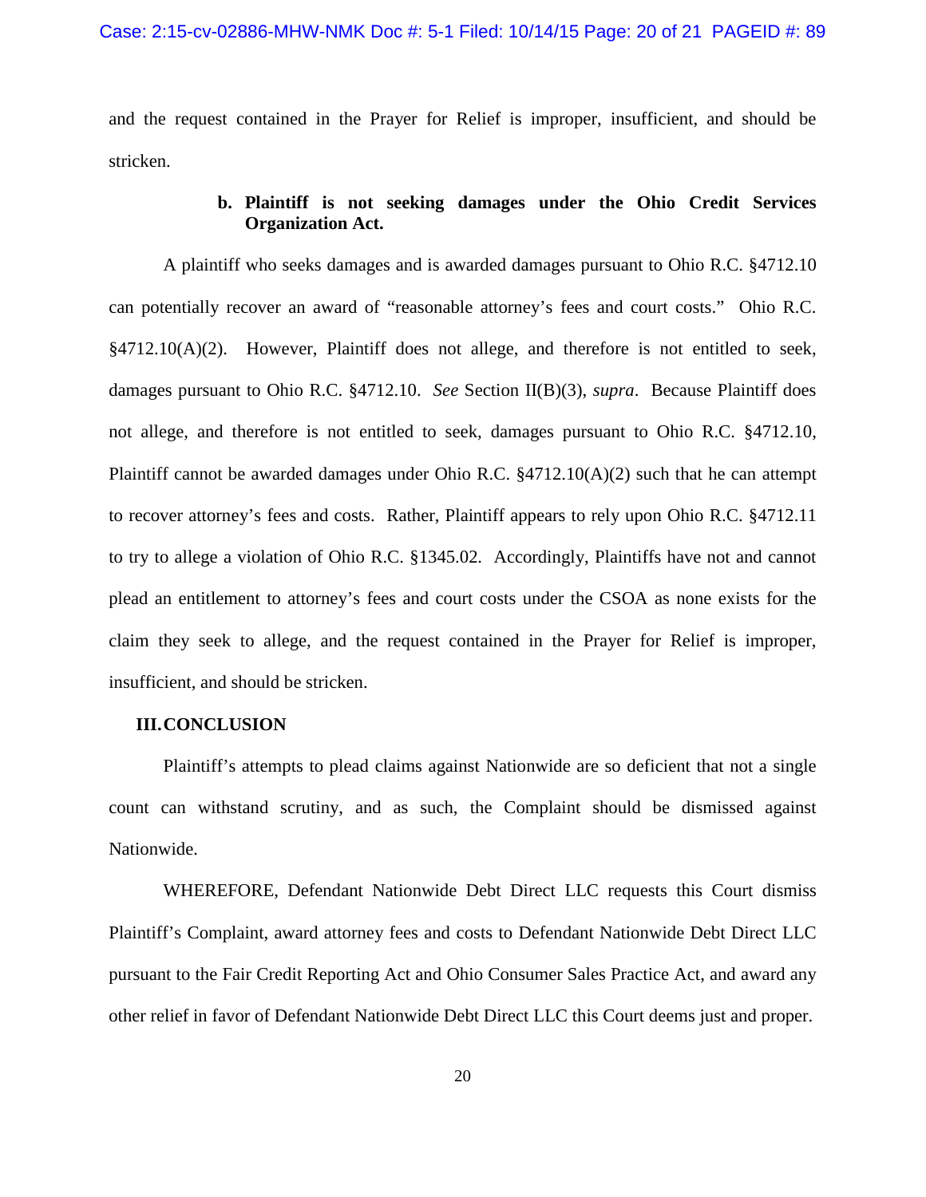and the request contained in the Prayer for Relief is improper, insufficient, and should be stricken.

**b. Plaintiff is not seeking damages under the Ohio Credit Services Organization Act.**

A plaintiff who seeks damages and is awarded damages pursuant to Ohio R.C. §4712.10 can potentially recover an award of "reasonable attorney's fees and court costs." Ohio R.C. §4712.10(A)(2). However, Plaintiff does not allege, and therefore is not entitled to seek, damages pursuant to Ohio R.C. §4712.10. *See* Section II(B)(3), *supra*. Because Plaintiff does not allege, and therefore is not entitled to seek, damages pursuant to Ohio R.C. §4712.10, Plaintiff cannot be awarded damages under Ohio R.C. §4712.10(A)(2) such that he can attempt to recover attorney's fees and costs. Rather, Plaintiff appears to rely upon Ohio R.C. §4712.11 to try to allege a violation of Ohio R.C. §1345.02. Accordingly, Plaintiffs have not and cannot plead an entitlement to attorney's fees and court costs under the CSOA as none exists for the claim they seek to allege, and the request contained in the Prayer for Relief is improper, insufficient, and should be stricken.

## III. CONCLUSION

Plaintiff's attempts to plead claims against Nationwide are so deficient that not a single count can withstand scrutiny, and as such, the Complaint should be dismissed against Nationwide.

WHEREFORE, Defendant Nationwide Debt Direct LLC requests this Court dismiss Plaintiff's Complaint, award attorney fees and costs to Defendant Nationwide Debt Direct LLC pursuant to the Fair Credit Reporting Act and Ohio Consumer Sales Practice Act, and award any other relief in favor of Defendant Nationwide Debt Direct LLC this Court deems just and proper.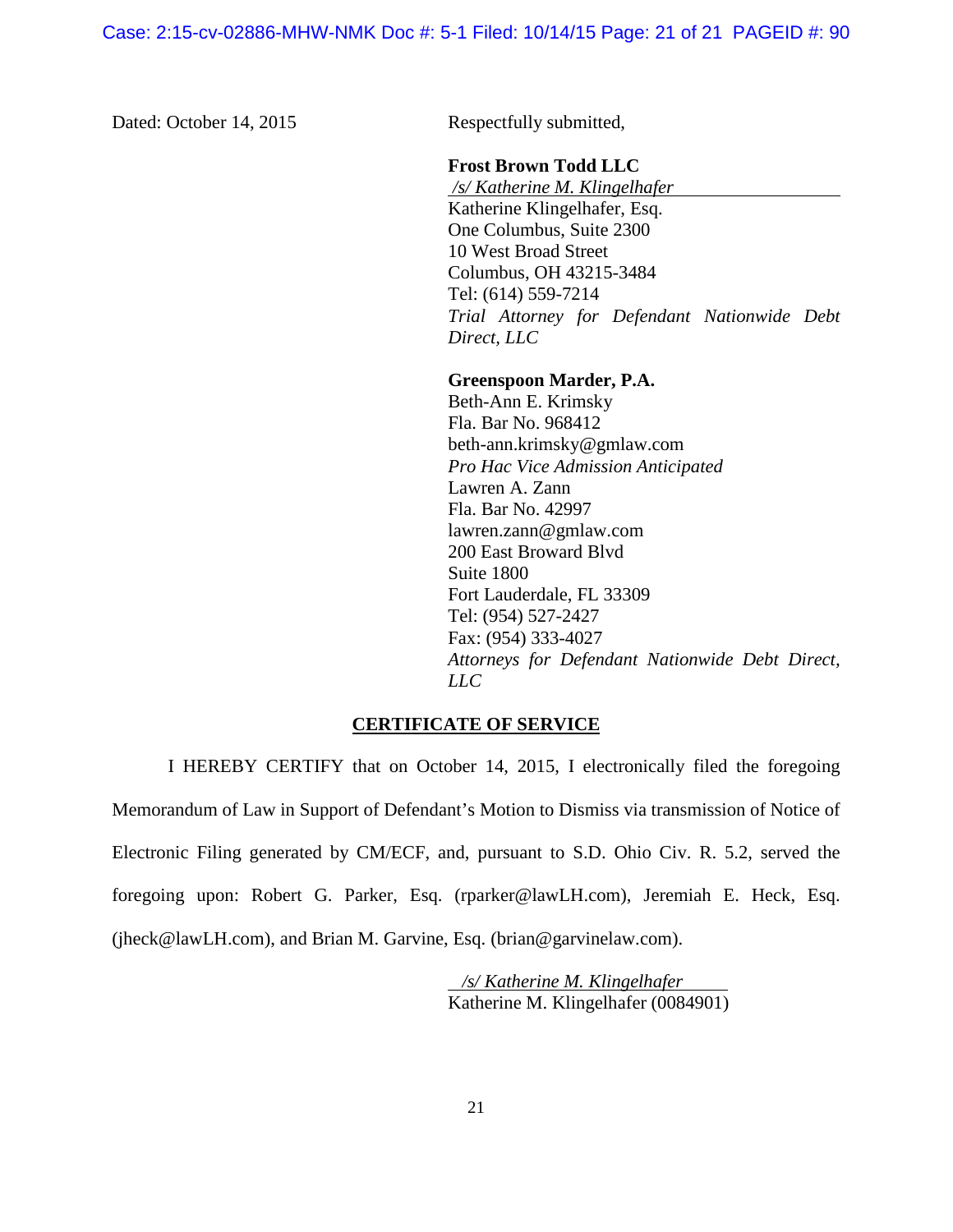Dated: October 14, 2015

Respectfully submitted,

**Frost Brown Todd LLC**
*/s/ Katherine M. Klingelhafer*
Katherine Klingelhafer, Esq.
One Columbus, Suite 2300
10 West Broad Street
Columbus, OH 43215-3484
Tel: (614) 559-7214
*Trial Attorney for Defendant Nationwide Debt Direct, LLC*

**Greenspoon Marder, P.A.**
Beth-Ann E. Krimsky
Fla. Bar No. 968412
beth-ann.krimsky@gmlaw.com
*Pro Hac Vice Admission Anticipated*
Lawren A. Zann
Fla. Bar No. 42997
lawren.zann@gmlaw.com
200 East Broward Blvd
Suite 1800
Fort Lauderdale, FL 33309
Tel: (954) 527-2427
Fax: (954) 333-4027
*Attorneys for Defendant Nationwide Debt Direct, LLC*

## CERTIFICATE OF SERVICE

I HEREBY CERTIFY that on October 14, 2015, I electronically filed the foregoing Memorandum of Law in Support of Defendant's Motion to Dismiss via transmission of Notice of Electronic Filing generated by CM/ECF, and, pursuant to S.D. Ohio Civ. R. 5.2, served the foregoing upon: Robert G. Parker, Esq. (rparker@lawLH.com), Jeremiah E. Heck, Esq. (jheck@lawLH.com), and Brian M. Garvine, Esq. (brian@garvinelaw.com).

*/s/ Katherine M. Klingelhafer*
Katherine M. Klingelhafer (0084901)